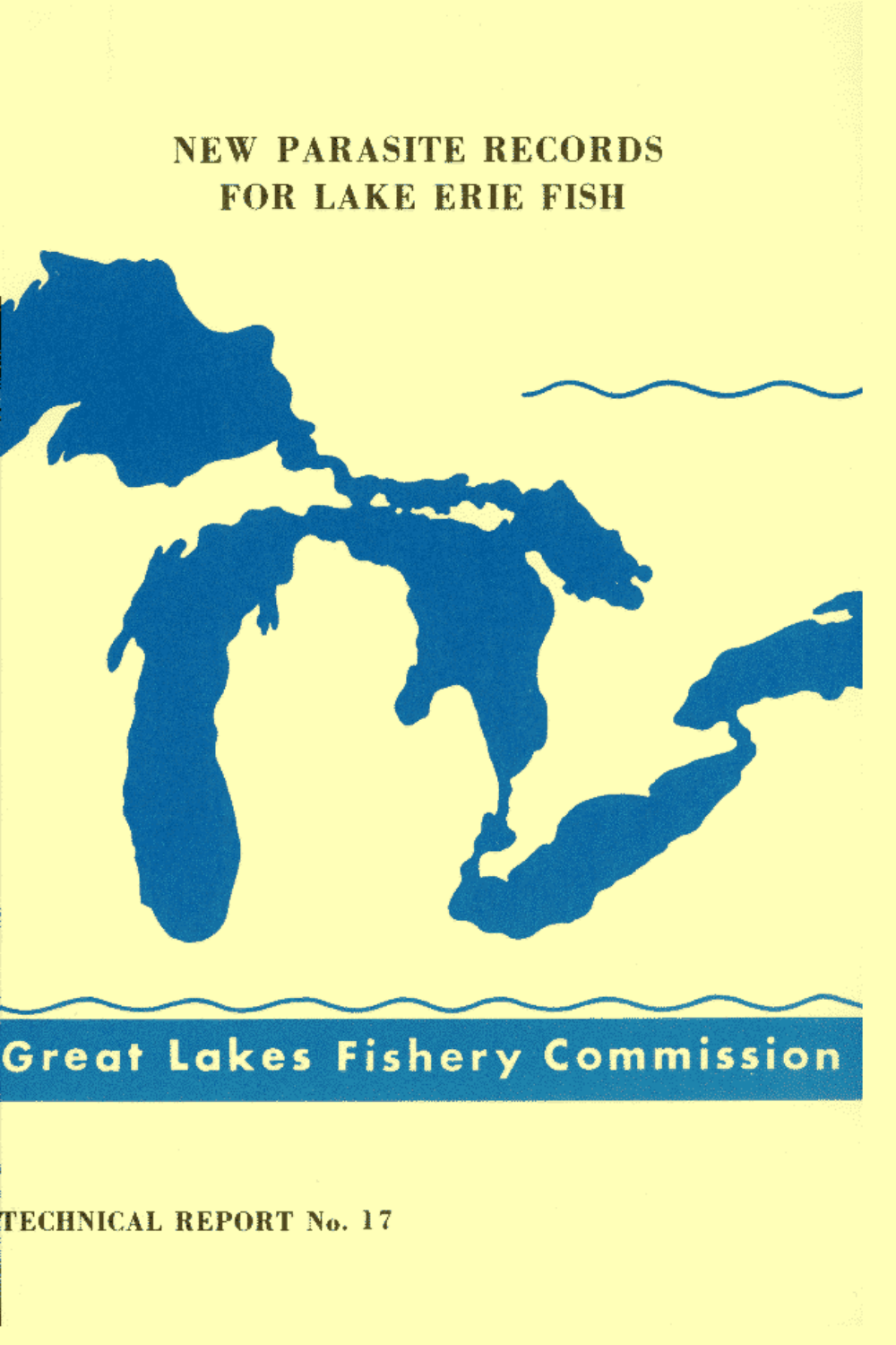# NEW PARASITE RECORDS FOR LAKE ERIE FISH

Great Lakes Fishery Commission

TECHNICAL REPORT No. 17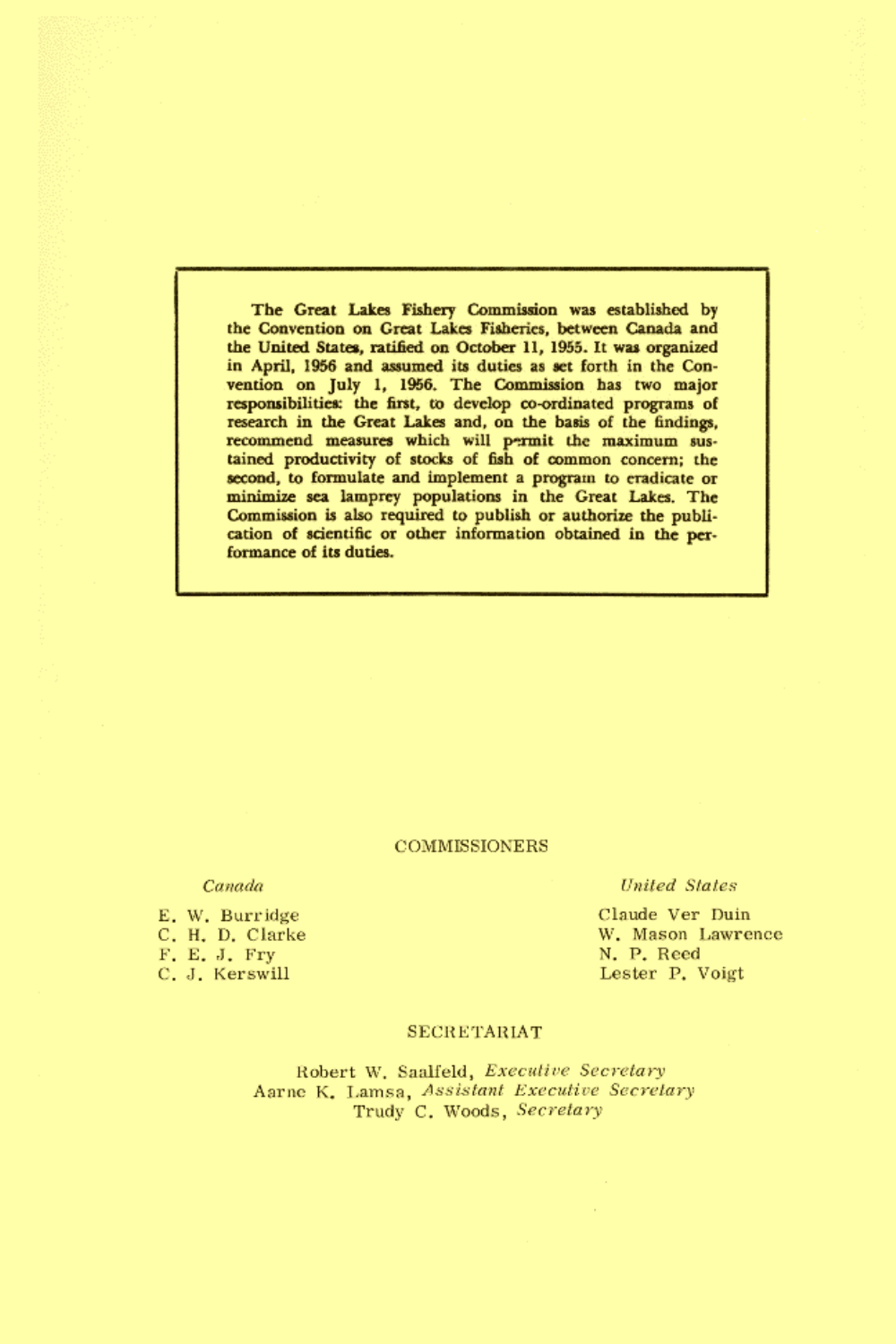**The Great Lakes Fishery Commission was established by the Convention on Great Lakes Fisheries, between Canada and the United States, ratified on October 11, 1955. It was organized in April, 1956 and assumed its duties as set forth in the Convention on July 1, 1956. The Commission has two major responsibilities: the first, to develop co-ordinated programs of research in the Great Lakes and, on the basis of the findings, recommend measures which will permit the maximum sustained productivity of stocks of fish of common concern; the second, to formulate and implement a program to eradicate or minimize sea lamprey populations in the Great Lakes. The Commission is also required to publish or authorize the publication of scientific or other information obtained in the performance of its duties.**

## COMMISSIONERS

*Canada*

E. W. Burridge
C. H. D. Clarke
F. E. J. Fry
C. J. Kerswill

*United States*

Claude Ver Duin
W. Mason Lawrence
N. P. Reed
Lester P. Voigt

## SECRETARIAT

Robert W. Saalfeld, *Executive Secretary*
Aarne K. Lamsa, *Assistant Executive Secretary*
Trudy C. Woods, *Secretary*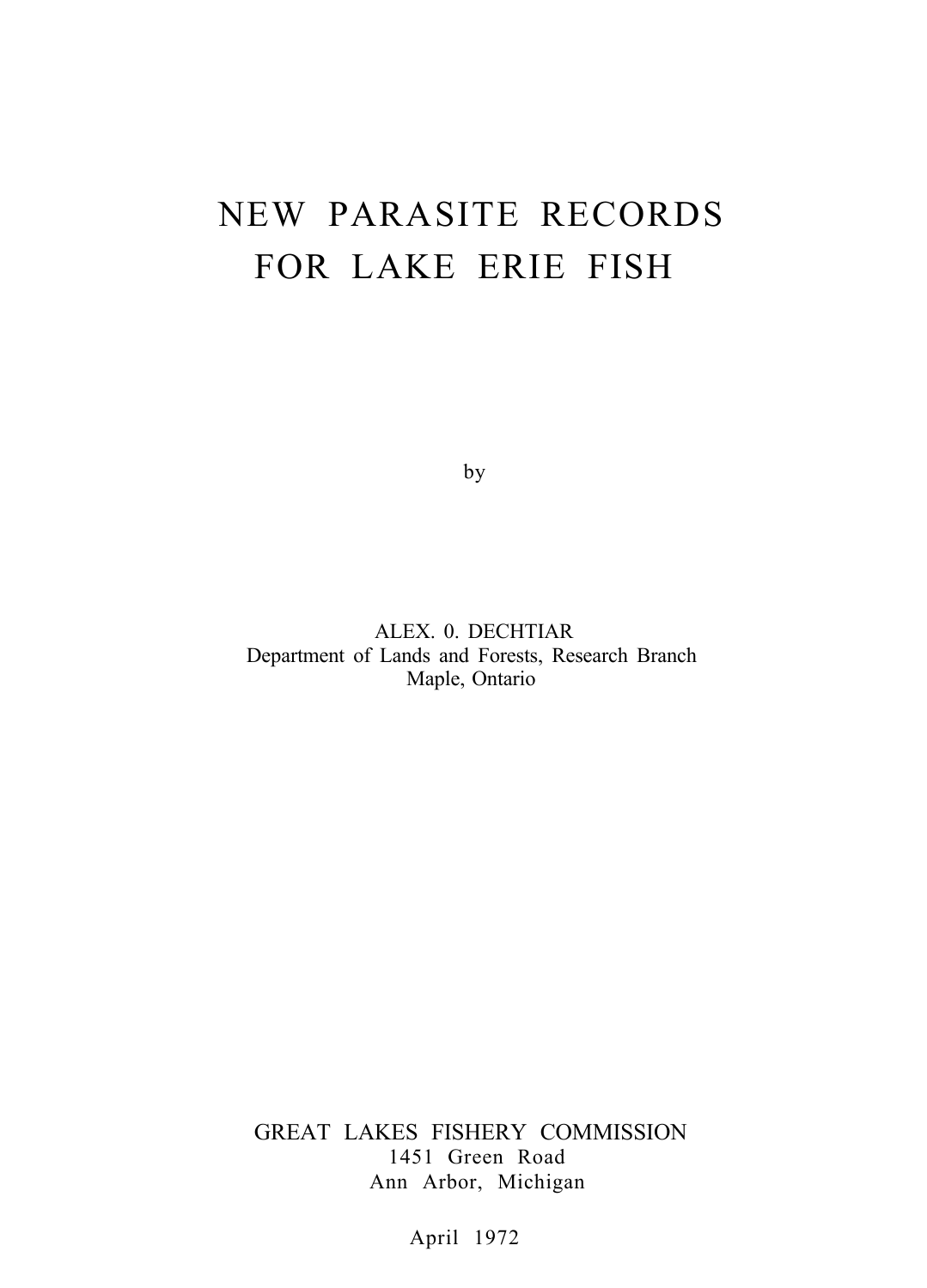# NEW PARASITE RECORDS FOR LAKE ERIE FISH

by

ALEX. 0. DECHTIAR  
Department of Lands and Forests, Research Branch  
Maple, Ontario

GREAT LAKES FISHERY COMMISSION  
1451 Green Road  
Ann Arbor, Michigan

April 1972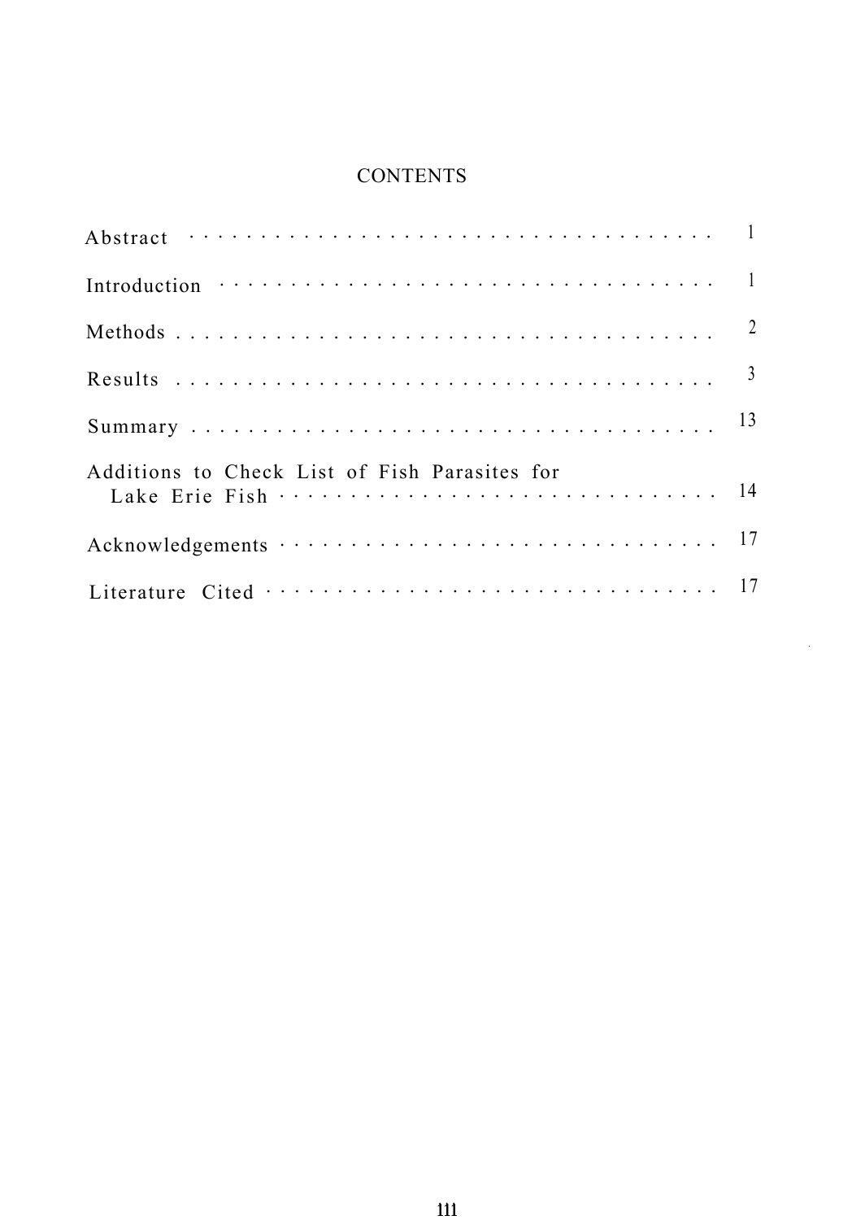# CONTENTS

| | |
|---|---|
| Abstract | 1 |
| Introduction | 1 |
| Methods | 2 |
| Results | 3 |
| Summary | 13 |
| Additions to Check List of Fish Parasites for Lake Erie Fish | 14 |
| Acknowledgements | 17 |
| Literature Cited | 17 |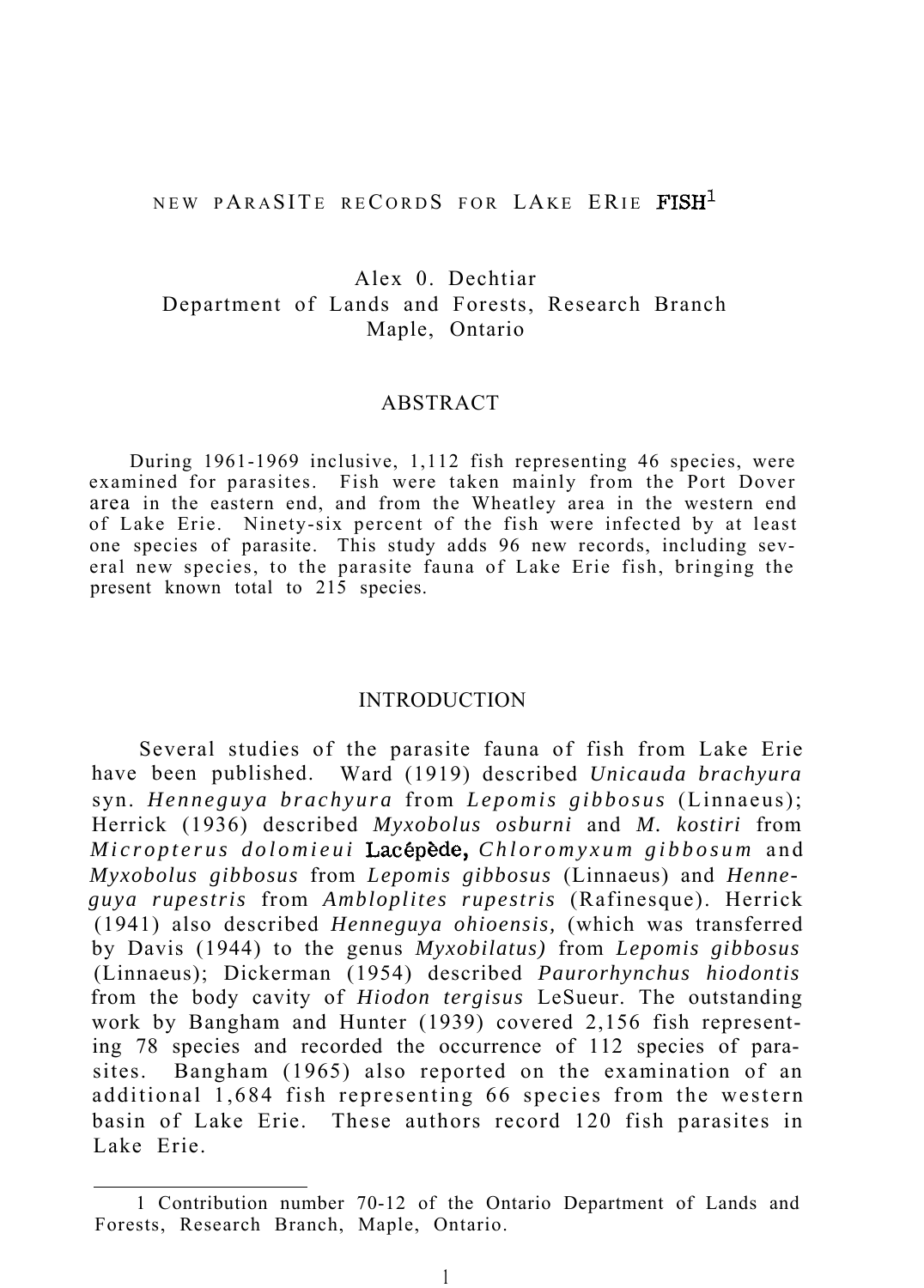# NEW PARASITE RECORDS FOR LAKE ERIE FISH[1]

Alex O. Dechtiar
Department of Lands and Forests, Research Branch
Maple, Ontario

## ABSTRACT

During 1961-1969 inclusive, 1,112 fish representing 46 species, were examined for parasites. Fish were taken mainly from the Port Dover area in the eastern end, and from the Wheatley area in the western end of Lake Erie. Ninety-six percent of the fish were infected by at least one species of parasite. This study adds 96 new records, including several new species, to the parasite fauna of Lake Erie fish, bringing the present known total to 215 species.

## INTRODUCTION

Several studies of the parasite fauna of fish from Lake Erie have been published. Ward (1919) described *Unicauda brachyura* syn. *Henneguya brachyura* from *Lepomis gibbosus* (Linnaeus); Herrick (1936) described *Myxobolus osburni* and *M. kostiri* from *Micropterus dolomieui* Lacépède, *Chloromyxum gibbosum* and *Myxobolus gibbosus* from *Lepomis gibbosus* (Linnaeus) and *Henneguya rupestris* from *Ambloplites rupestris* (Rafinesque). Herrick (1941) also described *Henneguya ohioensis,* (which was transferred by Davis (1944) to the genus *Myxobilatus)* from *Lepomis gibbosus* (Linnaeus); Dickerman (1954) described *Paurorhynchus hiodontis* from the body cavity of *Hiodon tergisus* LeSueur. The outstanding work by Bangham and Hunter (1939) covered 2,156 fish representing 78 species and recorded the occurrence of 112 species of parasites. Bangham (1965) also reported on the examination of an additional 1,684 fish representing 66 species from the western basin of Lake Erie. These authors record 120 fish parasites in Lake Erie.

---

1 Contribution number 70-12 of the Ontario Department of Lands and Forests, Research Branch, Maple, Ontario.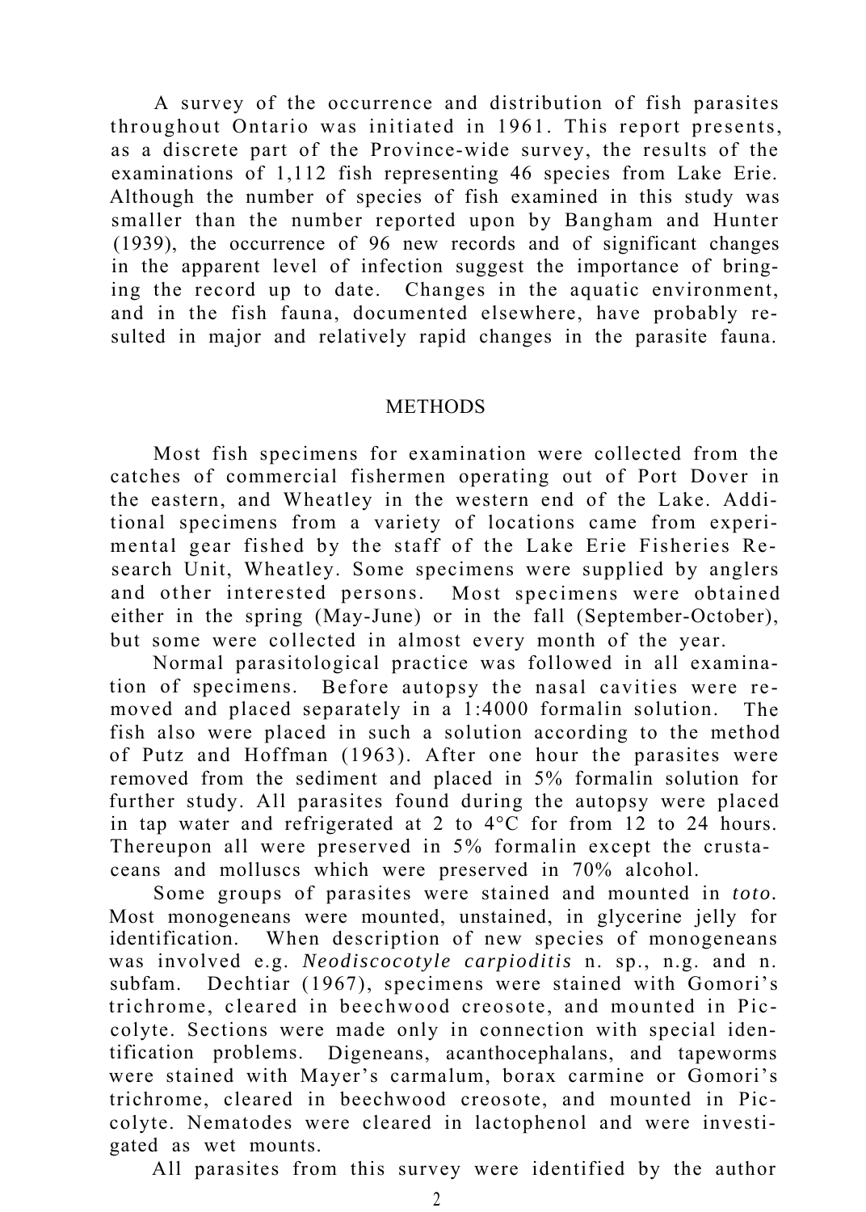A survey of the occurrence and distribution of fish parasites throughout Ontario was initiated in 1961. This report presents, as a discrete part of the Province-wide survey, the results of the examinations of 1,112 fish representing 46 species from Lake Erie. Although the number of species of fish examined in this study was smaller than the number reported upon by Bangham and Hunter (1939), the occurrence of 96 new records and of significant changes in the apparent level of infection suggest the importance of bringing the record up to date. Changes in the aquatic environment, and in the fish fauna, documented elsewhere, have probably resulted in major and relatively rapid changes in the parasite fauna.

## METHODS

Most fish specimens for examination were collected from the catches of commercial fishermen operating out of Port Dover in the eastern, and Wheatley in the western end of the Lake. Additional specimens from a variety of locations came from experimental gear fished by the staff of the Lake Erie Fisheries Research Unit, Wheatley. Some specimens were supplied by anglers and other interested persons. Most specimens were obtained either in the spring (May-June) or in the fall (September-October), but some were collected in almost every month of the year.

Normal parasitological practice was followed in all examination of specimens. Before autopsy the nasal cavities were removed and placed separately in a 1:4000 formalin solution. The fish also were placed in such a solution according to the method of Putz and Hoffman (1963). After one hour the parasites were removed from the sediment and placed in 5% formalin solution for further study. All parasites found during the autopsy were placed in tap water and refrigerated at 2 to 4°C for from 12 to 24 hours. Thereupon all were preserved in 5% formalin except the crustaceans and molluscs which were preserved in 70% alcohol.

Some groups of parasites were stained and mounted in *toto.* Most monogeneans were mounted, unstained, in glycerine jelly for identification. When description of new species of monogeneans was involved e.g. *Neodiscocotyle carpioditis* n. sp., n.g. and n. subfam. Dechtiar (1967), specimens were stained with Gomori's trichrome, cleared in beechwood creosote, and mounted in Piccolyte. Sections were made only in connection with special identification problems. Digeneans, acanthocephalans, and tapeworms were stained with Mayer's carmalum, borax carmine or Gomori's trichrome, cleared in beechwood creosote, and mounted in Piccolyte. Nematodes were cleared in lactophenol and were investigated as wet mounts.

All parasites from this survey were identified by the author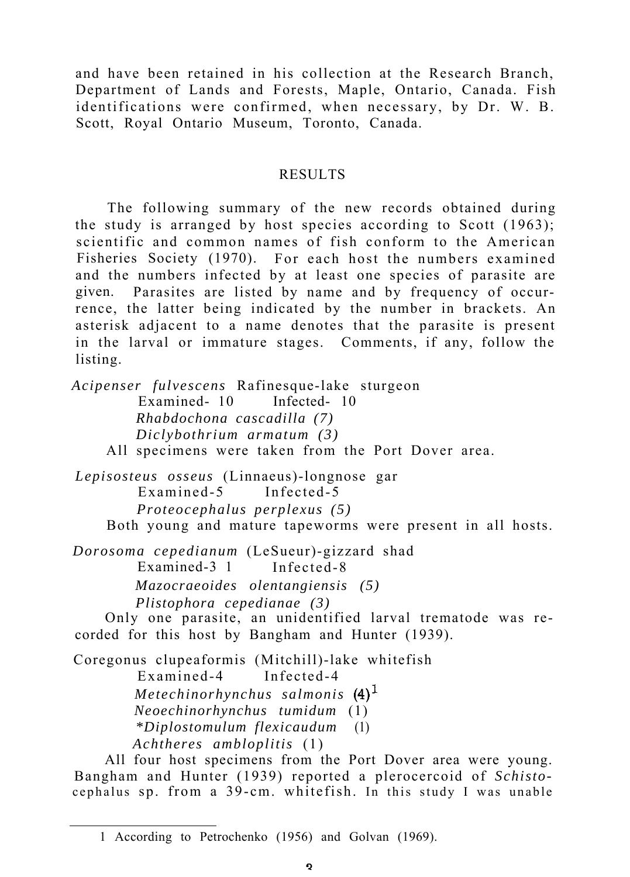and have been retained in his collection at the Research Branch, Department of Lands and Forests, Maple, Ontario, Canada. Fish identifications were confirmed, when necessary, by Dr. W. B. Scott, Royal Ontario Museum, Toronto, Canada.

## RESULTS

The following summary of the new records obtained during the study is arranged by host species according to Scott (1963); scientific and common names of fish conform to the American Fisheries Society (1970). For each host the numbers examined and the numbers infected by at least one species of parasite are given. Parasites are listed by name and by frequency of occurrence, the latter being indicated by the number in brackets. An asterisk adjacent to a name denotes that the parasite is present in the larval or immature stages. Comments, if any, follow the listing.

*Acipenser fulvescens* Rafinesque-lake sturgeon

Examined- 10 Infected- 10

*Rhabdochona cascadilla (7)*

*Diclybothrium armatum (3)*

All specimens were taken from the Port Dover area.

*Lepisosteus osseus* (Linnaeus)-longnose gar

Examined-5 Infected-5

*Proteocephalus perplexus (5)*

Both young and mature tapeworms were present in all hosts.

*Dorosoma cepedianum* (LeSueur)-gizzard shad

Examined-3 1 Infected-8

*Mazocraeoides olentangiensis (5)*

*Plistophora cepedianae (3)*

Only one parasite, an unidentified larval trematode was recorded for this host by Bangham and Hunter (1939).

Coregonus clupeaformis (Mitchill)-lake whitefish

Examined-4 Infected-4

*Metechinorhynchus salmonis* (4)[1]

*Neoechinorhynchus tumidum* (1)

**Diplostomulum flexicaudum* (1)

*Achtheres ambloplitis* (1)

All four host specimens from the Port Dover area were young. Bangham and Hunter (1939) reported a plerocercoid of *Schistocephalus* sp. from a 39-cm. whitefish. In this study I was unable

1 According to Petrochenko (1956) and Golvan (1969).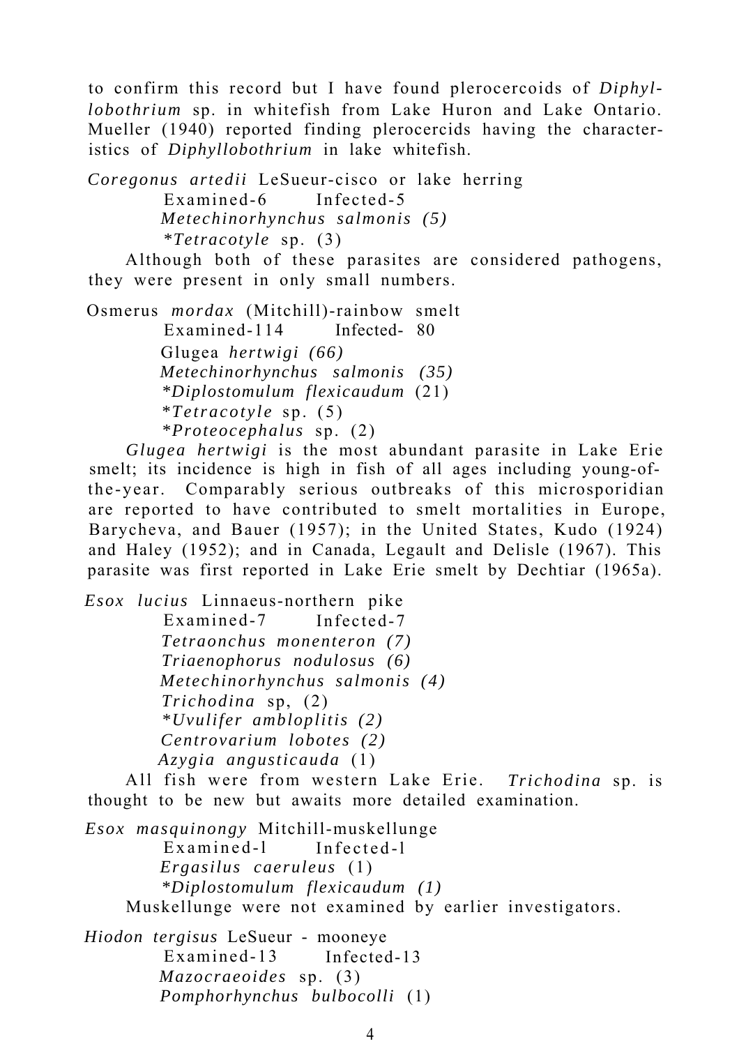to confirm this record but I have found plerocercoids of *Diphyllobothrium* sp. in whitefish from Lake Huron and Lake Ontario. Mueller (1940) reported finding plerocercids having the characteristics of *Diphyllobothrium* in lake whitefish.

*Coregonus artedii* LeSueur-cisco or lake herring

Examined-6 Infected-5

*Metechinorhynchus salmonis (5)*
*\*Tetracotyle* sp. (3)

Although both of these parasites are considered pathogens, they were present in only small numbers.

Osmerus *mordax* (Mitchill)-rainbow smelt

Examined-114 Infected- 80

Glugea *hertwigi (66)*
*Metechinorhynchus salmonis (35)*
*\*Diplostomulum flexicaudum* (21)
*\*Tetracotyle* sp. (5)
*\*Proteocephalus* sp. (2)

*Glugea hertwigi* is the most abundant parasite in Lake Erie smelt; its incidence is high in fish of all ages including young-of-the-year. Comparably serious outbreaks of this microsporidian are reported to have contributed to smelt mortalities in Europe, Barycheva, and Bauer (1957); in the United States, Kudo (1924) and Haley (1952); and in Canada, Legault and Delisle (1967). This parasite was first reported in Lake Erie smelt by Dechtiar (1965a).

*Esox lucius* Linnaeus-northern pike

Examined-7 Infected-7

*Tetraonchus monenteron (7)*
*Triaenophorus nodulosus (6)*
*Metechinorhynchus salmonis (4)*
*Trichodina* sp, (2)
*\*Uvulifer ambloplitis (2)*
*Centrovarium lobotes (2)*
*Azygia angusticauda* (1)

All fish were from western Lake Erie. *Trichodina* sp. is thought to be new but awaits more detailed examination.

*Esox masquinongy* Mitchill-muskellunge

Examined-l Infected-l

*Ergasilus caeruleus* (1)
*\*Diplostomulum flexicaudum (1)*

Muskellunge were not examined by earlier investigators.

*Hiodon tergisus* LeSueur - mooneye

Examined-13 Infected-13

*Mazocraeoides* sp. (3)
*Pomphorhynchus bulbocolli* (1)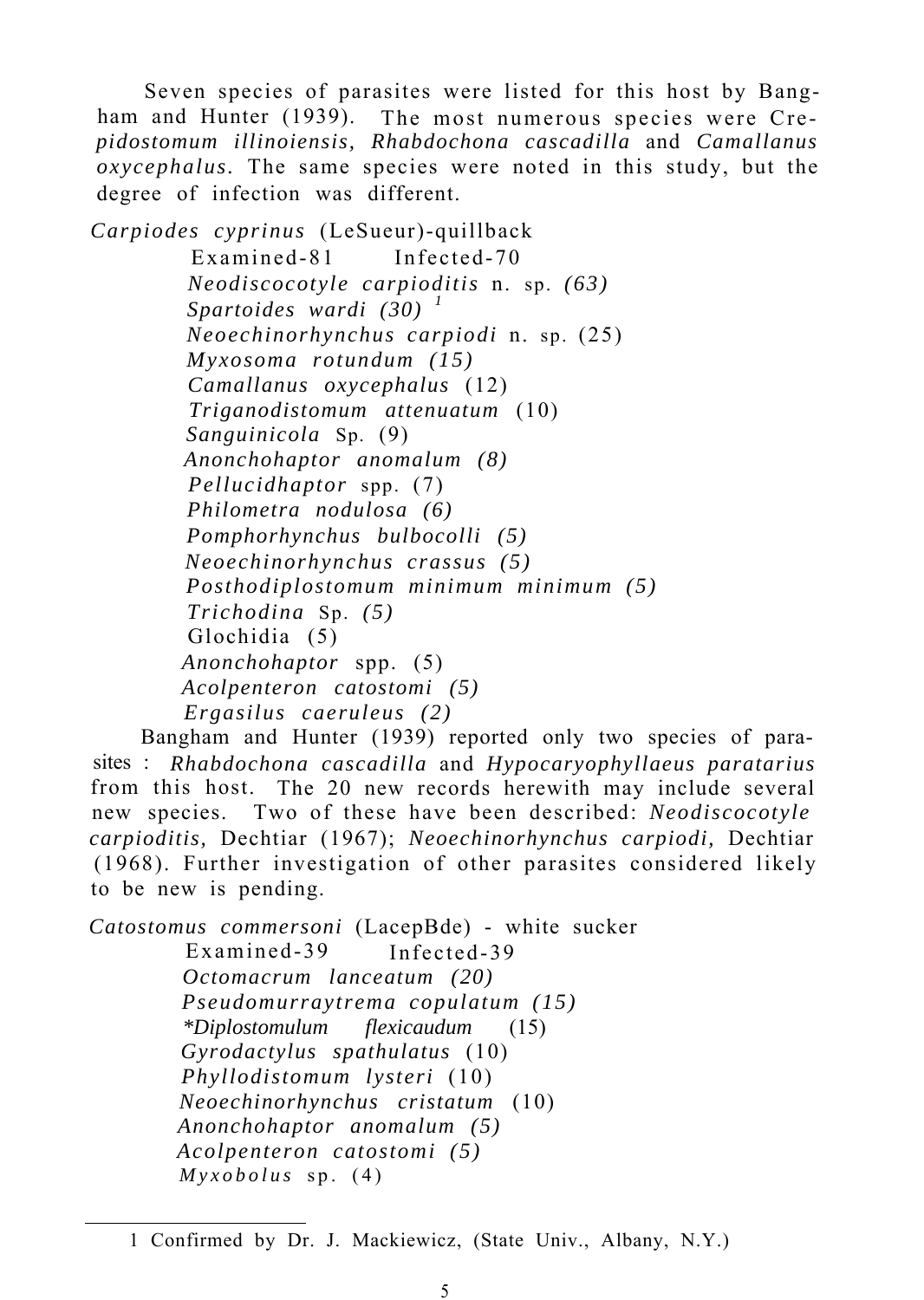Seven species of parasites were listed for this host by Bangham and Hunter (1939). The most numerous species were *Crepidostomum illinoiensis, Rhabdochona cascadilla* and *Camallanus oxycephalus*. The same species were noted in this study, but the degree of infection was different.

*Carpiodes cyprinus* (LeSueur)-quillback

Examined-81 Infected-70

- *Neodiscocotyle carpioditis* n. sp. *(63)*
- *Spartoides wardi (30)* [1]
- *Neoechinorhynchus carpiodi* n. sp. (25)
- *Myxosoma rotundum (15)*
- *Camallanus oxycephalus* (12)
- *Triganodistomum attenuatum* (10)
- *Sanguinicola* Sp. (9)
- *Anonchohaptor anomalum (8)*
- *Pellucidhaptor* spp. (7)
- *Philometra nodulosa (6)*
- *Pomphorhynchus bulbocolli (5)*
- *Neoechinorhynchus crassus (5)*
- *Posthodiplostomum minimum minimum (5)*
- *Trichodina* Sp. *(5)*
- Glochidia (5)
- *Anonchohaptor* spp. (5)
- *Acolpenteron catostomi (5)*
- *Ergasilus caeruleus (2)*

Bangham and Hunter (1939) reported only two species of parasites : *Rhabdochona cascadilla* and *Hypocaryophyllaeus paratarius* from this host. The 20 new records herewith may include several new species. Two of these have been described: *Neodiscocotyle carpioditis,* Dechtiar (1967); *Neoechinorhynchus carpiodi,* Dechtiar (1968). Further investigation of other parasites considered likely to be new is pending.

*Catostomus commersoni* (LacepBde) - white sucker

Examined-39 Infected-39

- *Octomacrum lanceatum (20)*
- *Pseudomurraytrema copulatum (15)*
- **Diplostomulum flexicaudum* (15)
- *Gyrodactylus spathulatus* (10)
- *Phyllodistomum lysteri* (10)
- *Neoechinorhynchus cristatum* (10)
- *Anonchohaptor anomalum (5)*
- *Acolpenteron catostomi (5)*
- *Myxobolus* sp. (4)

---

1 Confirmed by Dr. J. Mackiewicz, (State Univ., Albany, N.Y.)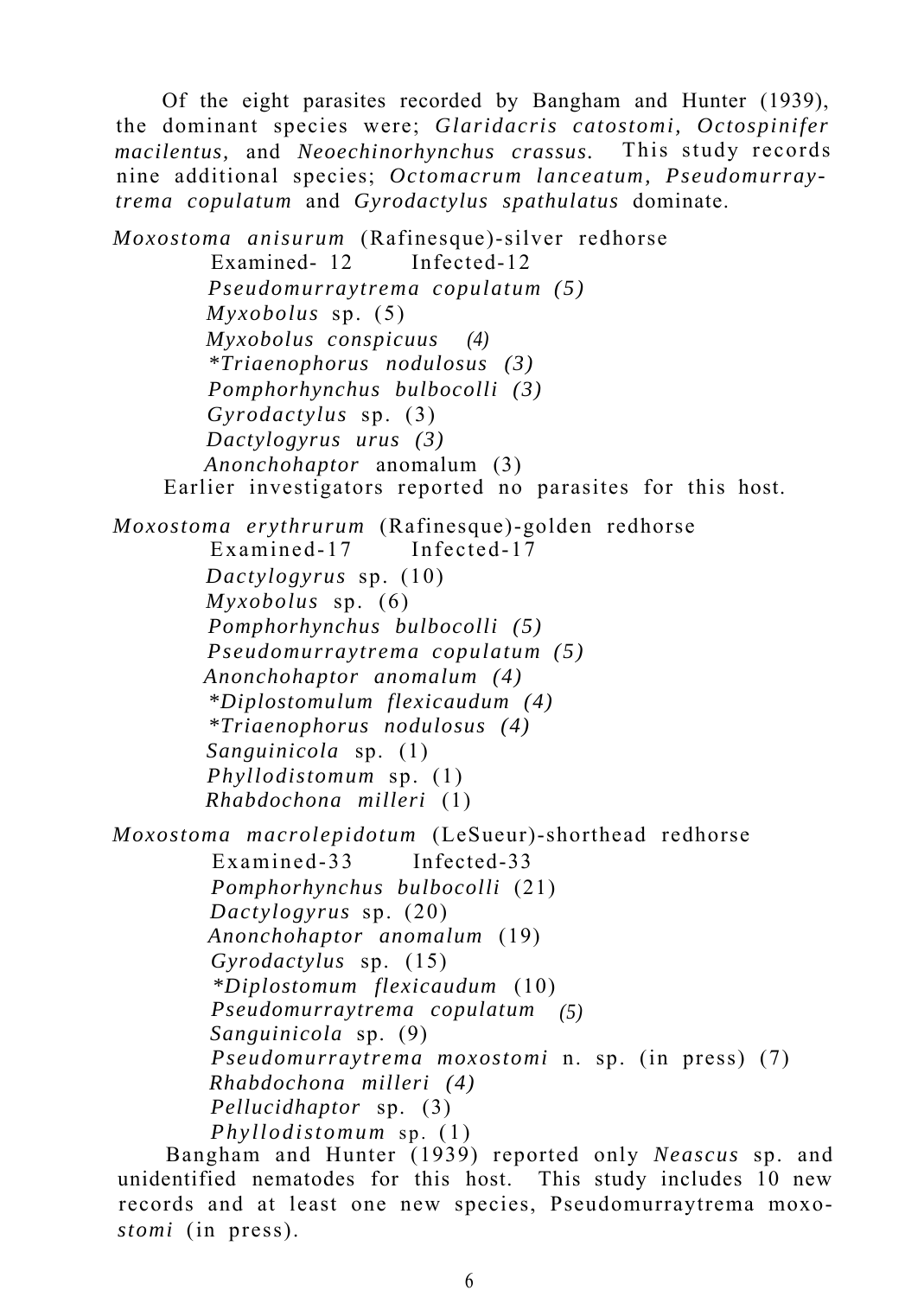Of the eight parasites recorded by Bangham and Hunter (1939), the dominant species were; *Glaridacris catostomi, Octospinifer macilentus,* and *Neoechinorhynchus crassus.* This study records nine additional species; *Octomacrum lanceatum, Pseudomurraytrema copulatum* and *Gyrodactylus spathulatus* dominate.

*Moxostoma anisurum* (Rafinesque)-silver redhorse

Examined- 12 Infected-12

*Pseudomurraytrema copulatum (5)*
*Myxobolus* sp. (5)
*Myxobolus conspicuus (4)*
**Triaenophorus nodulosus (3)*
*Pomphorhynchus bulbocolli (3)*
*Gyrodactylus* sp. (3)
*Dactylogyrus urus (3)*
*Anonchohaptor* anomalum (3)

Earlier investigators reported no parasites for this host.

*Moxostoma erythrurum* (Rafinesque)-golden redhorse

Examined-17 Infected-17

*Dactylogyrus* sp. (10)
*Myxobolus* sp. (6)
*Pomphorhynchus bulbocolli (5)*
*Pseudomurraytrema copulatum (5)*
*Anonchohaptor anomalum (4)*
**Diplostomulum flexicaudum (4)*
**Triaenophorus nodulosus (4)*
*Sanguinicola* sp. (1)
*Phyllodistomum* sp. (1)
*Rhabdochona milleri* (1)

*Moxostoma macrolepidotum* (LeSueur)-shorthead redhorse

Examined-33 Infected-33

*Pomphorhynchus bulbocolli* (21)
*Dactylogyrus* sp. (20)
*Anonchohaptor anomalum* (19)
*Gyrodactylus* sp. (15)
**Diplostomum flexicaudum* (10)
*Pseudomurraytrema copulatum (5)*
*Sanguinicola* sp. (9)
*Pseudomurraytrema moxostomi* n. sp. (in press) (7)
*Rhabdochona milleri (4)*
*Pellucidhaptor* sp. (3)
*Phyllodistomum* sp. (1)

Bangham and Hunter (1939) reported only *Neascus* sp. and unidentified nematodes for this host. This study includes 10 new records and at least one new species, Pseudomurraytrema moxo*stomi* (in press).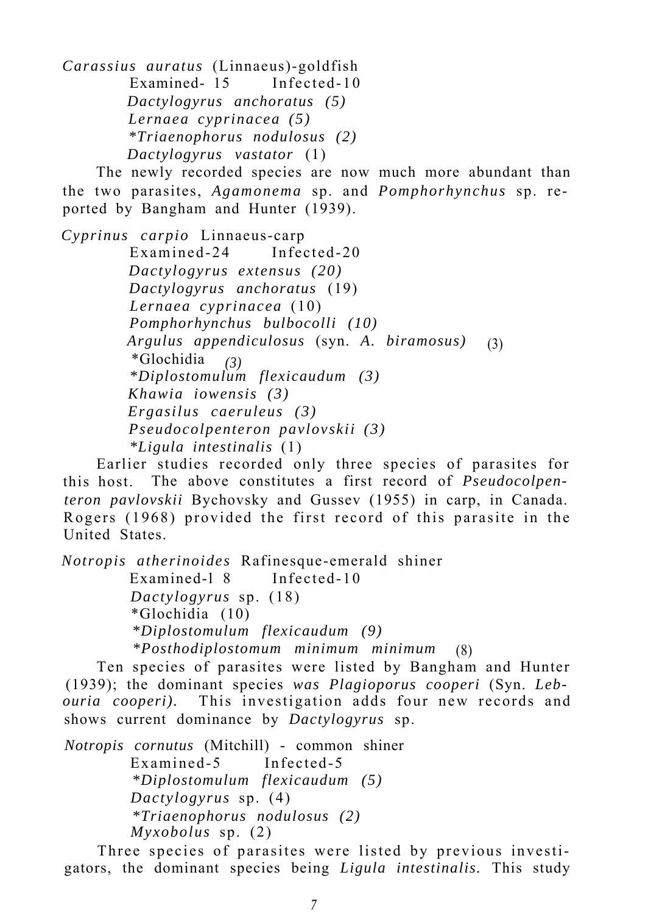*Carassius auratus* (Linnaeus)-goldfish

Examined- 15 Infected-10

*Dactylogyrus anchoratus (5)*

*Lernaea cyprinacea (5)*

*\*Triaenophorus nodulosus (2)*

*Dactylogyrus vastator* (1)

The newly recorded species are now much more abundant than the two parasites, *Agamonema* sp. and *Pomphorhynchus* sp. reported by Bangham and Hunter (1939).

*Cyprinus carpio* Linnaeus-carp

Examined-24 Infected-20

*Dactylogyrus extensus (20)*

*Dactylogyrus anchoratus* (19)

*Lernaea cyprinacea* (10)

*Pomphorhynchus bulbocolli (10)*

*Argulus appendiculosus* (syn. *A. biramosus)* (3)

*Glochidia *(3)*

*\*Diplostomulum flexicaudum (3)*

*Khawia iowensis (3)*

*Ergasilus caeruleus (3)*

*Pseudocolpenteron pavlovskii (3)*

*\*Ligula intestinalis* (1)

Earlier studies recorded only three species of parasites for this host. The above constitutes a first record of *Pseudocolpenteron pavlovskii* Bychovsky and Gussev (1955) in carp, in Canada. Rogers (1968) provided the first record of this parasite in the United States.

*Notropis atherinoides* Rafinesque-emerald shiner

Examined-l 8 Infected-10

*Dactylogyrus* sp. (18)

*Glochidia (10)

*\*Diplostomulum flexicaudum (9)*

*\*Posthodiplostomum minimum minimum* (8)

Ten species of parasites were listed by Bangham and Hunter (1939); the dominant species *was Plagioporus cooperi* (Syn. *Lebouria cooperi).* This investigation adds four new records and shows current dominance by *Dactylogyrus* sp.

*Notropis cornutus* (Mitchill) - common shiner

Examined-5 Infected-5

*\*Diplostomulum flexicaudum (5)*

*Dactylogyrus* sp. (4)

*\*Triaenophorus nodulosus (2)*

*Myxobolus* sp. (2)

Three species of parasites were listed by previous investigators, the dominant species being *Ligula intestinalis.* This study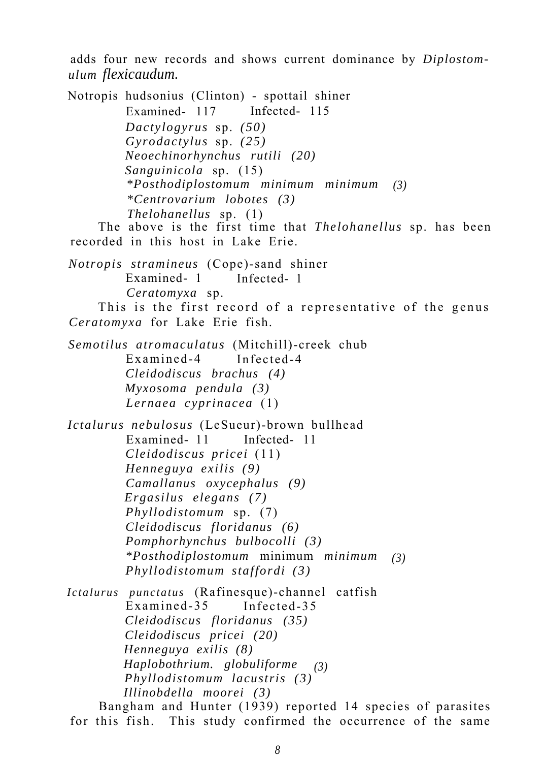adds four new records and shows current dominance by *Diplostomulum flexicaudum.*

Notropis hudsonius (Clinton) - spottail shiner

Examined- 117 Infected- 115

*Dactylogyrus* sp. *(50)*
*Gyrodactylus* sp. *(25)*
*Neoechinorhynchus rutili (20)*
*Sanguinicola* sp. (15)
**Posthodiplostomum minimum minimum (3)*
**Centrovarium lobotes (3)*
*Thelohanellus* sp. (1)

The above is the first time that *Thelohanellus* sp. has been recorded in this host in Lake Erie.

*Notropis stramineus* (Cope)-sand shiner

Examined- 1 Infected- 1

*Ceratomyxa* sp.

This is the first record of a representative of the genus *Ceratomyxa* for Lake Erie fish.

*Semotilus atromaculatus* (Mitchill)-creek chub

Examined-4 Infected-4

*Cleidodiscus brachus (4)*
*Myxosoma pendula (3)*
*Lernaea cyprinacea* (1)

*Ictalurus nebulosus* (LeSueur)-brown bullhead

Examined- 11 Infected- 11

*Cleidodiscus pricei* (11)
*Henneguya exilis (9)*
*Camallanus oxycephalus (9)*
*Ergasilus elegans (7)*
*Phyllodistomum* sp. (7)
*Cleidodiscus floridanus (6)*
*Pomphorhynchus bulbocolli (3)*
**Posthodiplostomum* minimum *minimum (3)*
*Phyllodistomum staffordi (3)*

*Ictalurus punctatus* (Rafinesque)-channel catfish

Examined-35 Infected-35

*Cleidodiscus floridanus (35)*
*Cleidodiscus pricei (20)*
*Henneguya exilis (8)*
*Haplobothrium. globuliforme (3)*
*Phyllodistomum lacustris (3)*
*Illinobdella moorei (3)*

Bangham and Hunter (1939) reported 14 species of parasites for this fish. This study confirmed the occurrence of the same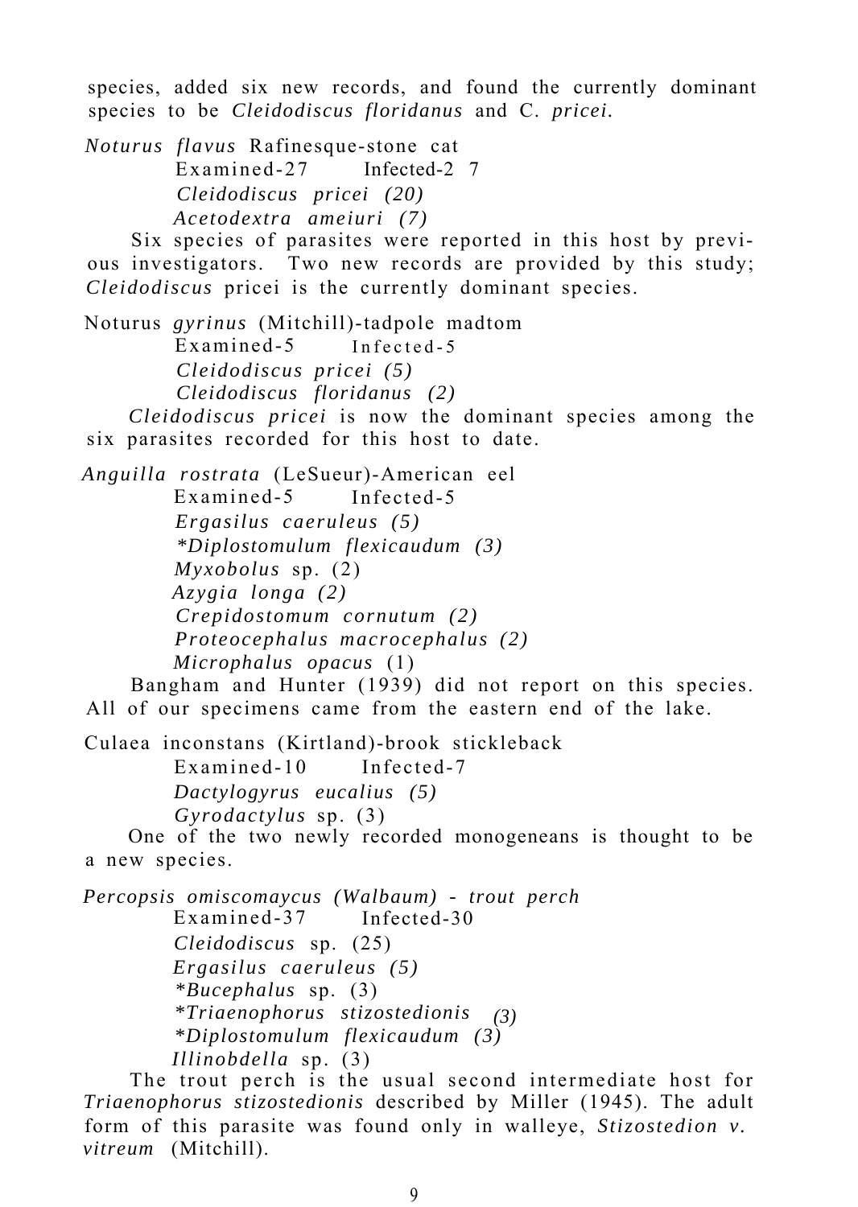species, added six new records, and found the currently dominant species to be *Cleidodiscus floridanus* and C. *pricei.*

*Noturus flavus* Rafinesque-stone cat
Examined-27 Infected-27
*Cleidodiscus pricei (20)*
*Acetodextra ameiuri (7)*

Six species of parasites were reported in this host by previous investigators. Two new records are provided by this study; *Cleidodiscus* pricei is the currently dominant species.

Noturus *gyrinus* (Mitchill)-tadpole madtom
Examined-5 Infected-5
*Cleidodiscus pricei (5)*
*Cleidodiscus floridanus (2)*

*Cleidodiscus pricei* is now the dominant species among the six parasites recorded for this host to date.

*Anguilla rostrata* (LeSueur)-American eel
Examined-5 Infected-5
*Ergasilus caeruleus (5)*
*\*Diplostomulum flexicaudum (3)*
*Myxobolus* sp. (2)
*Azygia longa (2)*
*Crepidostomum cornutum (2)*
*Proteocephalus macrocephalus (2)*
*Microphalus opacus* (1)

Bangham and Hunter (1939) did not report on this species. All of our specimens came from the eastern end of the lake.

Culaea inconstans (Kirtland)-brook stickleback
Examined-10 Infected-7
*Dactylogyrus eucalius (5)*
*Gyrodactylus* sp. (3)

One of the two newly recorded monogeneans is thought to be a new species.

*Percopsis omiscomaycus (Walbaum) - trout perch*
Examined-37 Infected-30
*Cleidodiscus* sp. (25)
*Ergasilus caeruleus (5)*
*\*Bucephalus* sp. (3)
*\*Triaenophorus stizostedionis (3)*
*\*Diplostomulum flexicaudum (3)*
*Illinobdella* sp. (3)

The trout perch is the usual second intermediate host for *Triaenophorus stizostedionis* described by Miller (1945). The adult form of this parasite was found only in walleye, *Stizostedion v. vitreum* (Mitchill).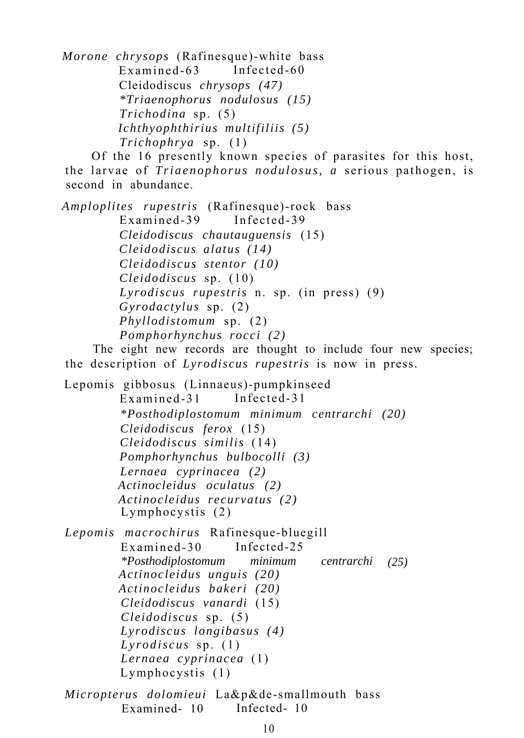*Morone chrysops* (Rafinesque)-white bass

Examined-63 Infected-60

Cleidodiscus *chrysops (47)*
*\*Triaenophorus nodulosus (15)*
*Trichodina* sp. (5)
*Ichthyophthirius multifiliis (5)*
*Trichophrya* sp. (1)

Of the 16 presently known species of parasites for this host, the larvae of *Triaenophorus nodulosus, a* serious pathogen, is second in abundance.

*Amploplites rupestris* (Rafinesque)-rock bass

Examined-39 Infected-39

*Cleidodiscus chautauguensis* (15)
*Cleidodiscus alatus (14)*
*Cleidodiscus stentor (10)*
*Cleidodiscus* sp. (10)
*Lyrodiscus rupestris* n. sp. (in press) (9)
*Gyrodactylus* sp. (2)
*Phyllodistomum* sp. (2)
*Pomphorhynchus rocci (2)*

The eight new records are thought to include four new species; the description of *Lyrodiscus rupestris* is now in press.

Lepomis gibbosus (Linnaeus)-pumpkinseed

Examined-31 Infected-31

*\*Posthodiplostomum minimum centrarchi (20)*
*Cleidodiscus ferox* (15)
*Cleidodiscus similis* (14)
*Pomphorhynchus bulbocolli (3)*
*Lernaea cyprinacea (2)*
*Actinocleidus oculatus (2)*
*Actinocleidus recurvatus (2)*
Lymphocystis (2)

*Lepomis macrochirus* Rafinesque-bluegill

Examined-30 Infected-25

*\*Posthodiplostomum minimum centrarchi (25)*
*Actinocleidus unguis (20)*
*Actinocleidus bakeri (20)*
*Cleidodiscus vanardi* (15)
*Cleidodiscus* sp. (5)
*Lyrodiscus longibasus (4)*
*Lyrodiscus* sp. (1)
*Lernaea cyprinacea* (1)
Lymphocystis (1)

*Micropterus dolomieui* La&p&de-smallmouth bass

Examined- 10 Infected- 10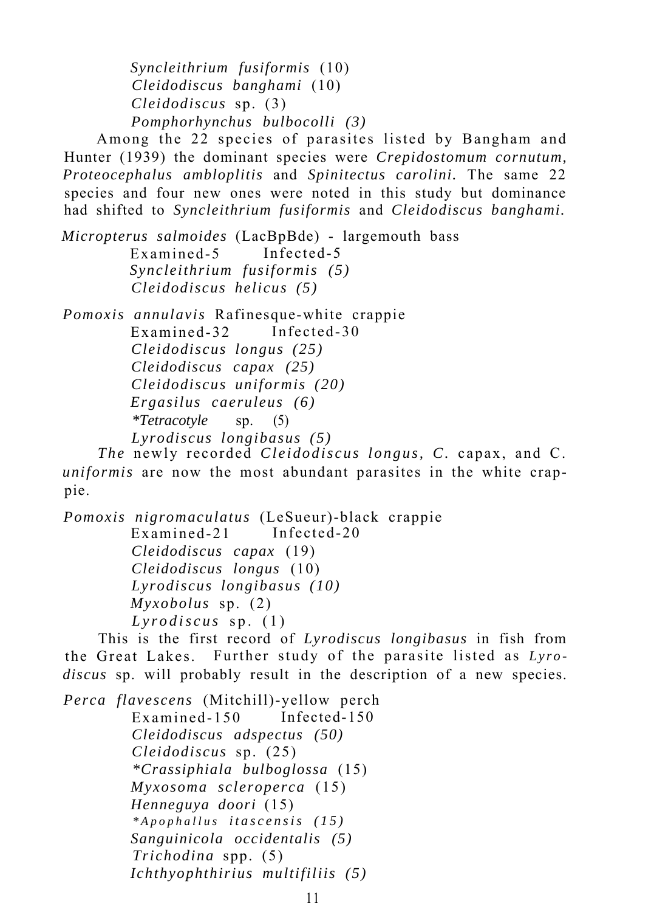*Syncleithrium fusiformis* (10)
*Cleidodiscus banghami* (10)
*Cleidodiscus* sp. (3)
*Pomphorhynchus bulbocolli (3)*

Among the 22 species of parasites listed by Bangham and Hunter (1939) the dominant species were *Crepidostomum cornutum, Proteocephalus amblоplitis* and *Spinitectus carolini.* The same 22 species and four new ones were noted in this study but dominance had shifted to *Syncleithrium fusiformis* and *Cleidodiscus banghami.*

*Micropterus salmoides* (LacBpBde) - largemouth bass
Examined-5 Infected-5
*Syncleithrium fusiformis (5)*
*Cleidodiscus helicus (5)*

*Pomoxis annulavis* Rafinesque-white crappie
Examined-32 Infected-30
*Cleidodiscus longus (25)*
*Cleidodiscus capax (25)*
*Cleidodiscus uniformis (20)*
*Ergasilus caeruleus (6)*
**Tetracotyle* sp. (5)
*Lyrodiscus longibasus (5)*

*The* newly recorded *Cleidodiscus longus, C.* capax, and C. *uniformis* are now the most abundant parasites in the white crappie.

*Pomoxis nigromaculatus* (LeSueur)-black crappie
Examined-21 Infected-20
*Cleidodiscus capax* (19)
*Cleidodiscus longus* (10)
*Lyrodiscus longibasus (10)*
*Myxobolus* sp. (2)
*Lyrodiscus* sp. (1)

This is the first record of *Lyrodiscus longibasus* in fish from the Great Lakes. Further study of the parasite listed as *Lyrodiscus* sp. will probably result in the description of a new species.

*Perca flavescens* (Mitchill)-yellow perch
Examined-150 Infected-150
*Cleidodiscus adspectus (50)*
*Cleidodiscus* sp. (25)
**Crassiphiala bulboglossa* (15)
*Myxosoma scleroperca* (15)
*Henneguya doori* (15)
**Apophallus itascensis (15)*
*Sanguinicola occidentalis (5)*
*Trichodina* spp. (5)
*Ichthyophthirius multifiliis (5)*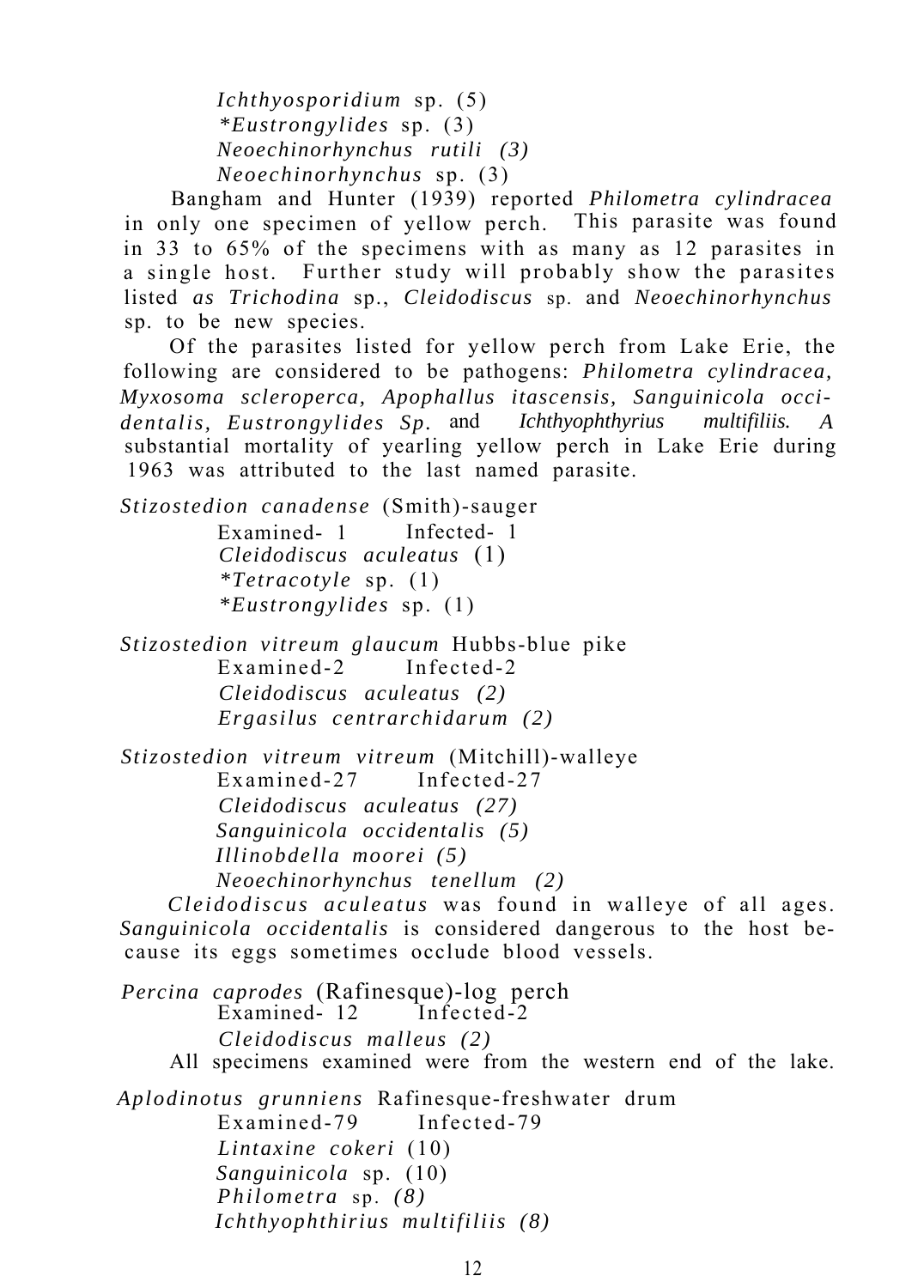*Ichthyosporidium* sp. (5)
*\*Eustrongylides* sp. (3)
*Neoechinorhynchus rutili (3)*
*Neoechinorhynchus* sp. (3)

Bangham and Hunter (1939) reported *Philometra cylindracea* in only one specimen of yellow perch. This parasite was found in 33 to 65% of the specimens with as many as 12 parasites in a single host. Further study will probably show the parasites listed *as Trichodina* sp., *Cleidodiscus* sp. and *Neoechinorhynchus* sp. to be new species.

Of the parasites listed for yellow perch from Lake Erie, the following are considered to be pathogens: *Philometra cylindracea, Myxosoma scleroperca, Apophallus itascensis, Sanguinicola occidentalis, Eustrongylides Sp.* and *Ichthyophthyrius multifiliis. A* substantial mortality of yearling yellow perch in Lake Erie during 1963 was attributed to the last named parasite.

*Stizostedion canadense* (Smith)-sauger
Examined- 1 Infected- 1
*Cleidodiscus aculeatus* (1)
*\*Tetracotyle* sp. (1)
*\*Eustrongylides* sp. (1)

*Stizostedion vitreum glaucum* Hubbs-blue pike
Examined-2 Infected-2
*Cleidodiscus aculeatus (2)*
*Ergasilus centrarchidarum (2)*

*Stizostedion vitreum vitreum* (Mitchill)-walleye
Examined-27 Infected-27
*Cleidodiscus aculeatus (27)*
*Sanguinicola occidentalis (5)*
*Illinobdella moorei (5)*
*Neoechinorhynchus tenellum (2)*

*Cleidodiscus aculeatus* was found in walleye of all ages. *Sanguinicola occidentalis* is considered dangerous to the host because its eggs sometimes occlude blood vessels.

*Percina caprodes* (Rafinesque)-log perch
Examined- 12 Infected-2
*Cleidodiscus malleus (2)*

All specimens examined were from the western end of the lake.

*Aplodinotus grunniens* Rafinesque-freshwater drum
Examined-79 Infected-79
*Lintaxine cokeri* (10)
*Sanguinicola* sp. (10)
*Philometra* sp. *(8)*
*Ichthyophthirius multifiliis (8)*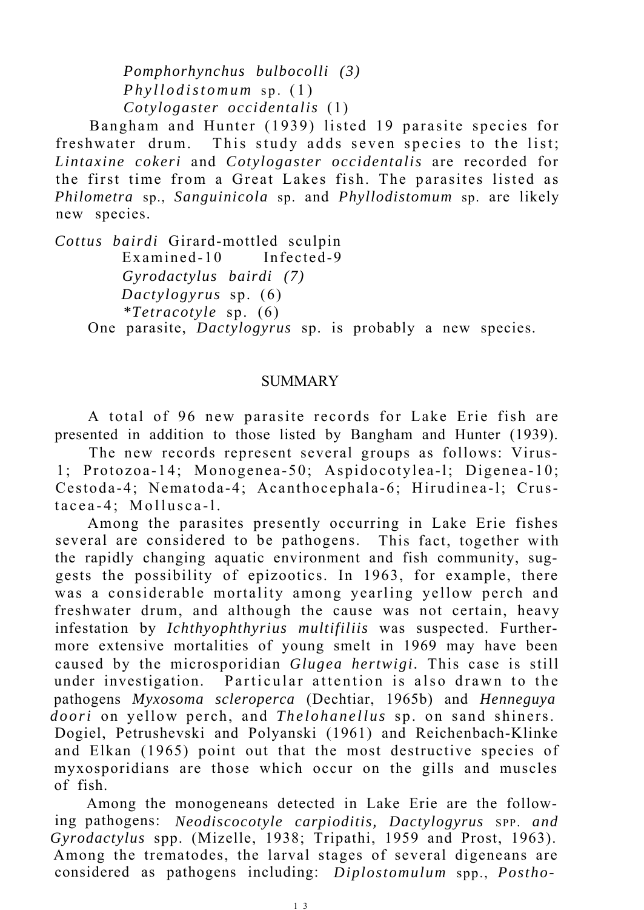*Pomphorhynchus bulbocolli (3)*
*Phyllodistomum* sp. (1)
*Cotylogaster occidentalis* (1)

Bangham and Hunter (1939) listed 19 parasite species for freshwater drum. This study adds seven species to the list; *Lintaxine cokeri* and *Cotylogaster occidentalis* are recorded for the first time from a Great Lakes fish. The parasites listed as *Philometra* sp., *Sanguinicola* sp. and *Phyllodistomum* sp. are likely new species.

*Cottus bairdi* Girard-mottled sculpin
Examined-10 Infected-9
*Gyrodactylus bairdi (7)*
*Dactylogyrus* sp. (6)
**Tetracotyle* sp. (6)

One parasite, *Dactylogyrus* sp. is probably a new species.

## SUMMARY

A total of 96 new parasite records for Lake Erie fish are presented in addition to those listed by Bangham and Hunter (1939).

The new records represent several groups as follows: Virus-1; Protozoa-14; Monogenea-50; Aspidocotylea-l; Digenea-10; Cestoda-4; Nematoda-4; Acanthocephala-6; Hirudinea-l; Crustacea-4; Mollusca-l.

Among the parasites presently occurring in Lake Erie fishes several are considered to be pathogens. This fact, together with the rapidly changing aquatic environment and fish community, suggests the possibility of epizootics. In 1963, for example, there was a considerable mortality among yearling yellow perch and freshwater drum, and although the cause was not certain, heavy infestation by *Ichthyophthyrius multifiliis* was suspected. Furthermore extensive mortalities of young smelt in 1969 may have been caused by the microsporidian *Glugea hertwigi*. This case is still under investigation. Particular attention is also drawn to the pathogens *Myxosoma scleroperca* (Dechtiar, 1965b) and *Henneguya doori* on yellow perch, and *Thelohanellus* sp. on sand shiners. Dogiel, Petrushevski and Polyanski (1961) and Reichenbach-Klinke and Elkan (1965) point out that the most destructive species of myxosporidians are those which occur on the gills and muscles of fish.

Among the monogeneans detected in Lake Erie are the following pathogens: *Neodiscocotyle carpioditis, Dactylogyrus* spp. *and Gyrodactylus* spp. (Mizelle, 1938; Tripathi, 1959 and Prost, 1963). Among the trematodes, the larval stages of several digeneans are considered as pathogens including: *Diplostomulum* spp., *Postho-*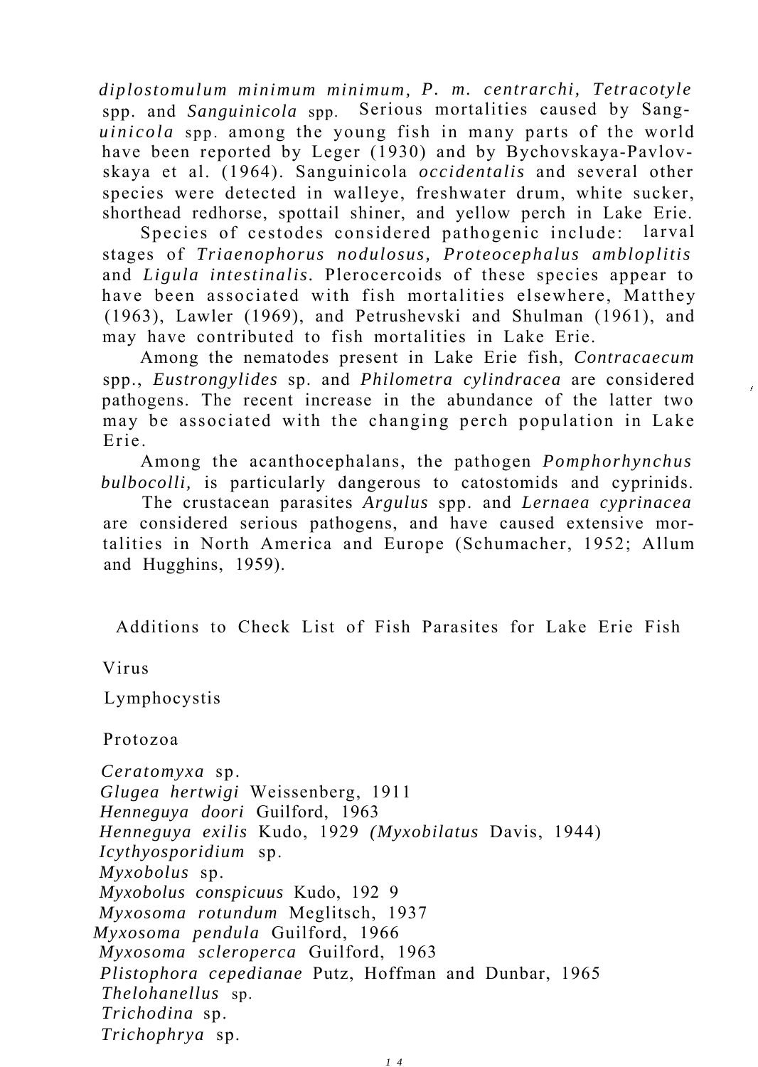*diplostomulum minimum minimum, P. m. centrarchi, Tetracotyle* spp. and *Sanguinicola* spp. Serious mortalities caused by *Sanguinicola* spp. among the young fish in many parts of the world have been reported by Leger (1930) and by Bychovskaya-Pavlovskaya et al. (1964). Sanguinicola *occidentalis* and several other species were detected in walleye, freshwater drum, white sucker, shorthead redhorse, spottail shiner, and yellow perch in Lake Erie.

Species of cestodes considered pathogenic include: larval stages of *Triaenophorus nodulosus, Proteocephalus ambloplitis* and *Ligula intestinalis.* Plerocercoids of these species appear to have been associated with fish mortalities elsewhere, Matthey (1963), Lawler (1969), and Petrushevski and Shulman (1961), and may have contributed to fish mortalities in Lake Erie.

Among the nematodes present in Lake Erie fish, *Contracaecum* spp., *Eustrongylides* sp. and *Philometra cylindracea* are considered pathogens. The recent increase in the abundance of the latter two may be associated with the changing perch population in Lake Erie.

Among the acanthocephalans, the pathogen *Pomphorhynchus bulbocolli,* is particularly dangerous to catostomids and cyprinids.

The crustacean parasites *Argulus* spp. and *Lernaea cyprinacea* are considered serious pathogens, and have caused extensive mortalities in North America and Europe (Schumacher, 1952; Allum and Hugghins, 1959).

## Additions to Check List of Fish Parasites for Lake Erie Fish

Virus

Lymphocystis

Protozoa

*Ceratomyxa* sp.
*Glugea hertwigi* Weissenberg, 1911
*Henneguya doori* Guilford, 1963
*Henneguya exilis* Kudo, 1929 *(Myxobilatus* Davis, 1944)
*Icythyosporidium* sp.
*Myxobolus* sp.
*Myxobolus conspicuus* Kudo, 192 9
*Myxosoma rotundum* Meglitsch, 1937
*Myxosoma pendula* Guilford, 1966
*Myxosoma scleroperca* Guilford, 1963
*Plistophora cepedianae* Putz, Hoffman and Dunbar, 1965
*Thelohanellus* sp.
*Trichodina* sp.
*Trichophrya* sp.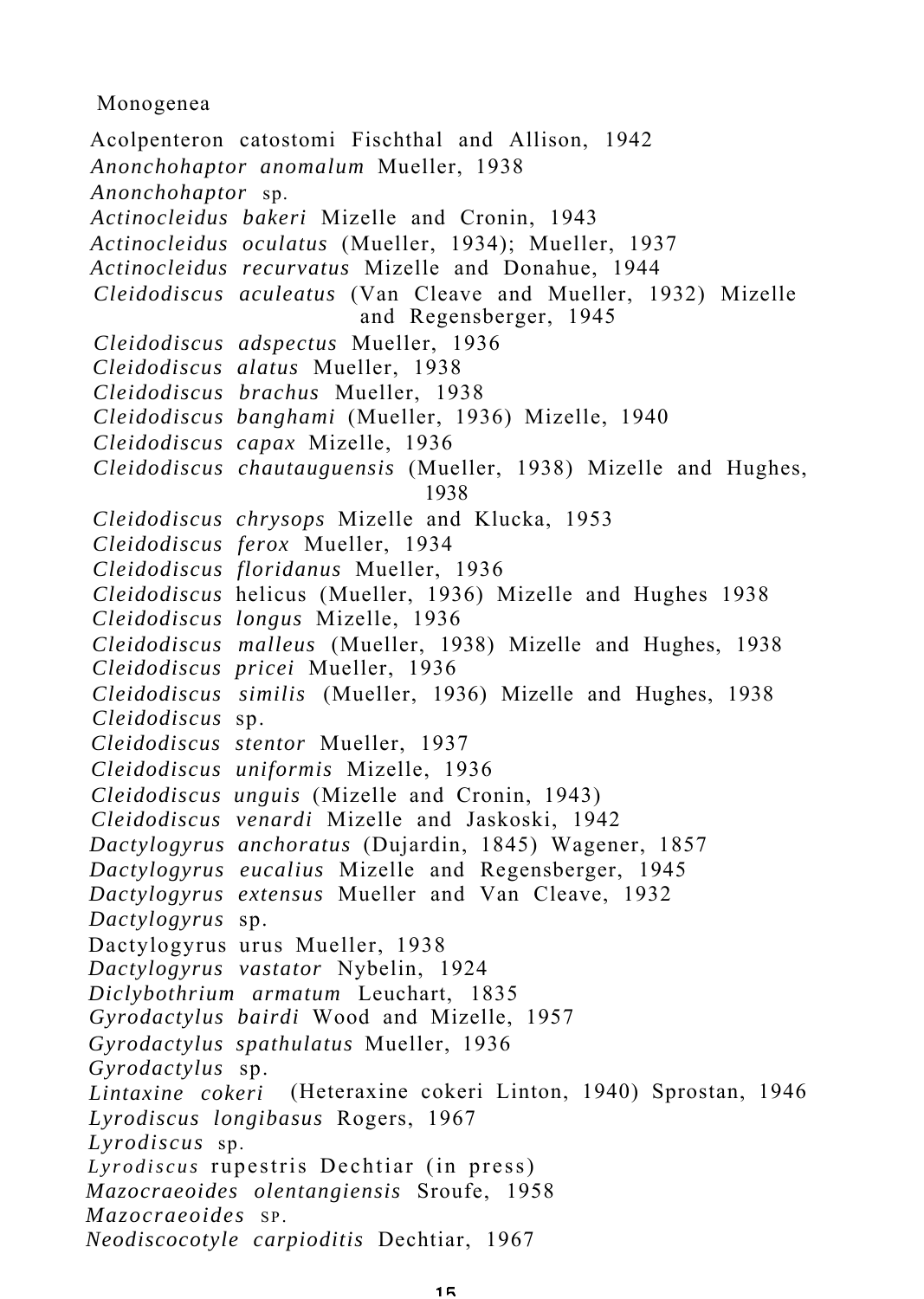Monogenea

Acolpenteron catostomi Fischthal and Allison, 1942
*Anonchohaptor anomalum* Mueller, 1938
*Anonchohaptor* sp.
*Actinocleidus bakeri* Mizelle and Cronin, 1943
*Actinocleidus oculatus* (Mueller, 1934); Mueller, 1937
*Actinocleidus recurvatus* Mizelle and Donahue, 1944
*Cleidodiscus aculeatus* (Van Cleave and Mueller, 1932) Mizelle and Regensberger, 1945
*Cleidodiscus adspectus* Mueller, 1936
*Cleidodiscus alatus* Mueller, 1938
*Cleidodiscus brachus* Mueller, 1938
*Cleidodiscus banghami* (Mueller, 1936) Mizelle, 1940
*Cleidodiscus capax* Mizelle, 1936
*Cleidodiscus chautauguensis* (Mueller, 1938) Mizelle and Hughes, 1938
*Cleidodiscus chrysops* Mizelle and Klucka, 1953
*Cleidodiscus ferox* Mueller, 1934
*Cleidodiscus floridanus* Mueller, 1936
*Cleidodiscus* helicus (Mueller, 1936) Mizelle and Hughes 1938
*Cleidodiscus longus* Mizelle, 1936
*Cleidodiscus malleus* (Mueller, 1938) Mizelle and Hughes, 1938
*Cleidodiscus pricei* Mueller, 1936
*Cleidodiscus similis* (Mueller, 1936) Mizelle and Hughes, 1938
*Cleidodiscus* sp.
*Cleidodiscus stentor* Mueller, 1937
*Cleidodiscus uniformis* Mizelle, 1936
*Cleidodiscus unguis* (Mizelle and Cronin, 1943)
*Cleidodiscus venardi* Mizelle and Jaskoski, 1942
*Dactylogyrus anchoratus* (Dujardin, 1845) Wagener, 1857
*Dactylogyrus eucalius* Mizelle and Regensberger, 1945
*Dactylogyrus extensus* Mueller and Van Cleave, 1932
*Dactylogyrus* sp.
Dactylogyrus urus Mueller, 1938
*Dactylogyrus vastator* Nybelin, 1924
*Diclybothrium armatum* Leuchart, 1835
*Gyrodactylus bairdi* Wood and Mizelle, 1957
*Gyrodactylus spathulatus* Mueller, 1936
*Gyrodactylus* sp.
*Lintaxine cokeri* (Heteraxine cokeri Linton, 1940) Sprostan, 1946
*Lyrodiscus longibasus* Rogers, 1967
*Lyrodiscus* sp.
*Lyrodiscus* rupestris Dechtiar (in press)
*Mazocraeoides olentangiensis* Sroufe, 1958
*Mazocraeoides* SP.
*Neodiscocotyle carpioditis* Dechtiar, 1967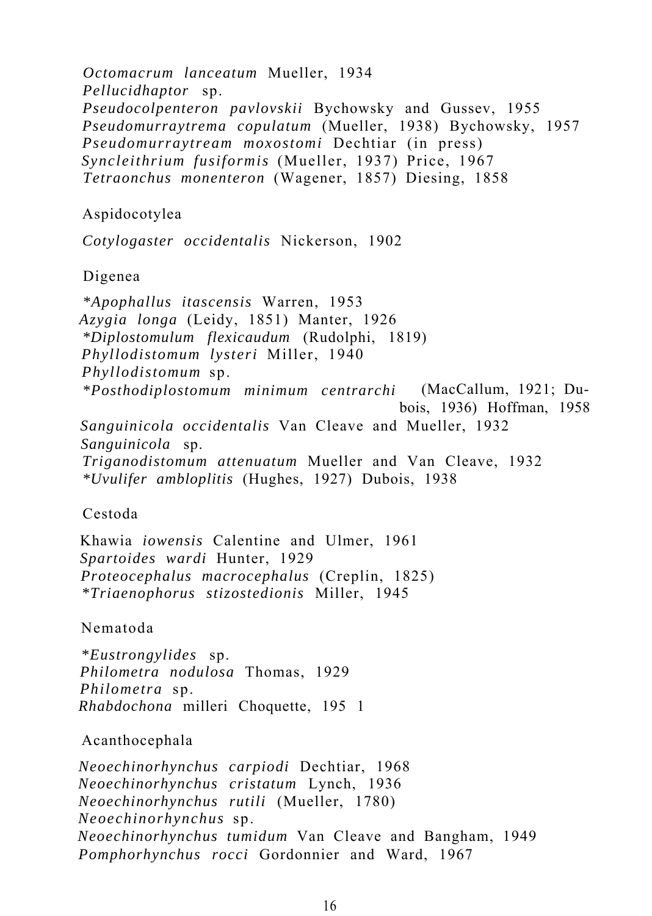*Octomacrum lanceatum* Mueller, 1934
*Pellucidhaptor* sp.
*Pseudocolpenteron pavlovskii* Bychowsky and Gussev, 1955
*Pseudomurraytrema copulatum* (Mueller, 1938) Bychowsky, 1957
*Pseudomurraytream moxostomi* Dechtiar (in press)
*Syncleithrium fusiformis* (Mueller, 1937) Price, 1967
*Tetraonchus monenteron* (Wagener, 1857) Diesing, 1858

Aspidocotylea

*Cotylogaster occidentalis* Nickerson, 1902

Digenea

*\*Apophallus itascensis* Warren, 1953
*Azygia longa* (Leidy, 1851) Manter, 1926
*\*Diplostomulum flexicaudum* (Rudolphi, 1819)
*Phyllodistomum lysteri* Miller, 1940
*Phyllodistomum* sp.
*\*Posthodiplostomum minimum centrarchi* (MacCallum, 1921; Dubois, 1936) Hoffman, 1958
*Sanguinicola occidentalis* Van Cleave and Mueller, 1932
*Sanguinicola* sp.
*Triganodistomum attenuatum* Mueller and Van Cleave, 1932
*\*Uvulifer ambloplitis* (Hughes, 1927) Dubois, 1938

Cestoda

Khawia *iowensis* Calentine and Ulmer, 1961
*Spartoides wardi* Hunter, 1929
*Proteocephalus macrocephalus* (Creplin, 1825)
*\*Triaenophorus stizostedionis* Miller, 1945

Nematoda

*\*Eustrongylides* sp.
*Philometra nodulosa* Thomas, 1929
*Philometra* sp.
*Rhabdochona* milleri Choquette, 195 1

Acanthocephala

*Neoechinorhynchus carpiodi* Dechtiar, 1968
*Neoechinorhynchus cristatum* Lynch, 1936
*Neoechinorhynchus rutili* (Mueller, 1780)
*Neoechinorhynchus* sp.
*Neoechinorhynchus tumidum* Van Cleave and Bangham, 1949
*Pomphorhynchus rocci* Gordonnier and Ward, 1967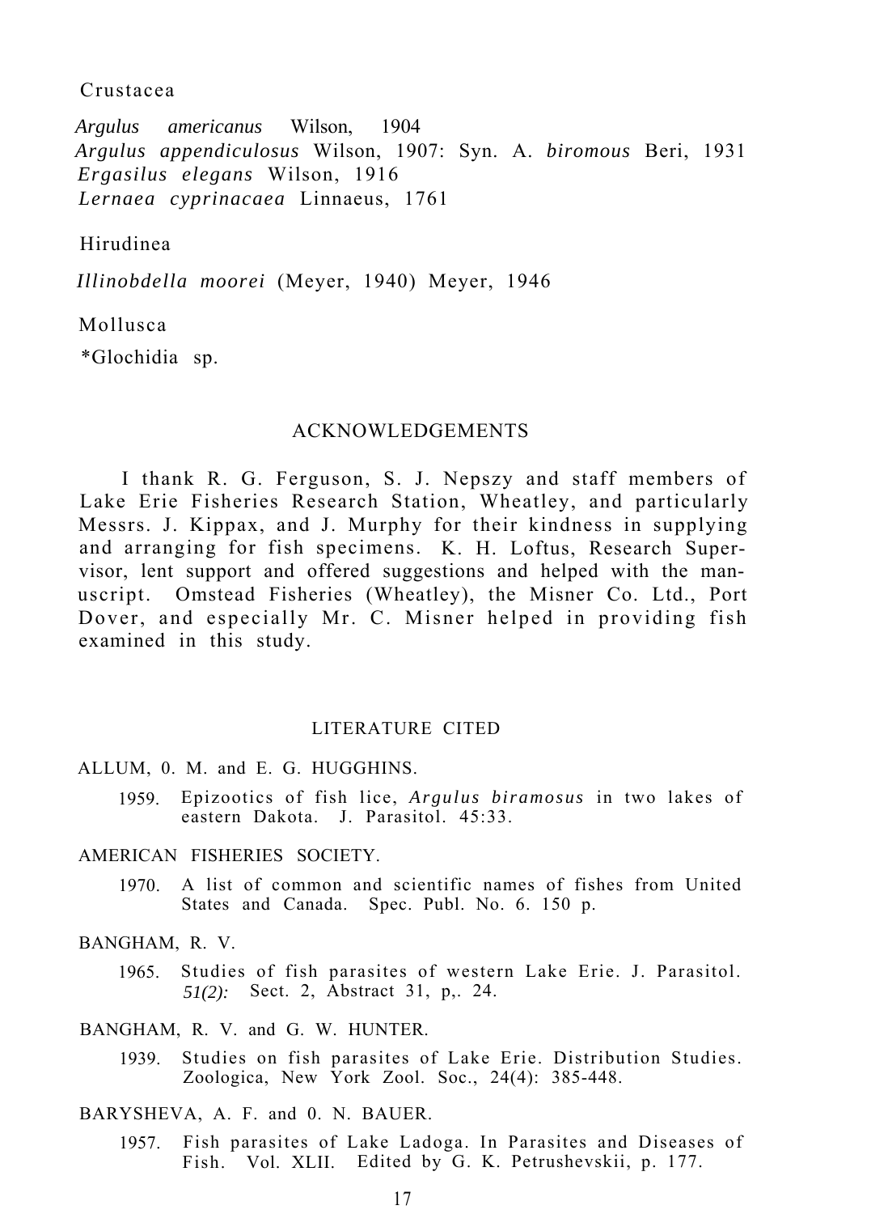Crustacea

*Argulus americanus* Wilson, 1904
*Argulus appendiculosus* Wilson, 1907: Syn. A. *biromous* Beri, 1931
*Ergasilus elegans* Wilson, 1916
*Lernaea cyprinacaea* Linnaeus, 1761

Hirudinea

*Illinobdella moorei* (Meyer, 1940) Meyer, 1946

Mollusca

*Glochidia sp.

## ACKNOWLEDGEMENTS

I thank R. G. Ferguson, S. J. Nepszy and staff members of Lake Erie Fisheries Research Station, Wheatley, and particularly Messrs. J. Kippax, and J. Murphy for their kindness in supplying and arranging for fish specimens. K. H. Loftus, Research Supervisor, lent support and offered suggestions and helped with the manuscript. Omstead Fisheries (Wheatley), the Misner Co. Ltd., Port Dover, and especially Mr. C. Misner helped in providing fish examined in this study.

## LITERATURE CITED

ALLUM, 0. M. and E. G. HUGGHINS.

1959. Epizootics of fish lice, *Argulus biramosus* in two lakes of eastern Dakota. J. Parasitol. 45:33.

AMERICAN FISHERIES SOCIETY.

1970. A list of common and scientific names of fishes from United States and Canada. Spec. Publ. No. 6. 150 p.

BANGHAM, R. V.

1965. Studies of fish parasites of western Lake Erie. J. Parasitol. *51(2):* Sect. 2, Abstract 31, p,. 24.

BANGHAM, R. V. and G. W. HUNTER.

1939. Studies on fish parasites of Lake Erie. Distribution Studies. Zoologica, New York Zool. Soc., 24(4): 385-448.

BARYSHEVA, A. F. and 0. N. BAUER.

1957. Fish parasites of Lake Ladoga. In Parasites and Diseases of Fish. Vol. XLII. Edited by G. K. Petrushevskii, p. 177.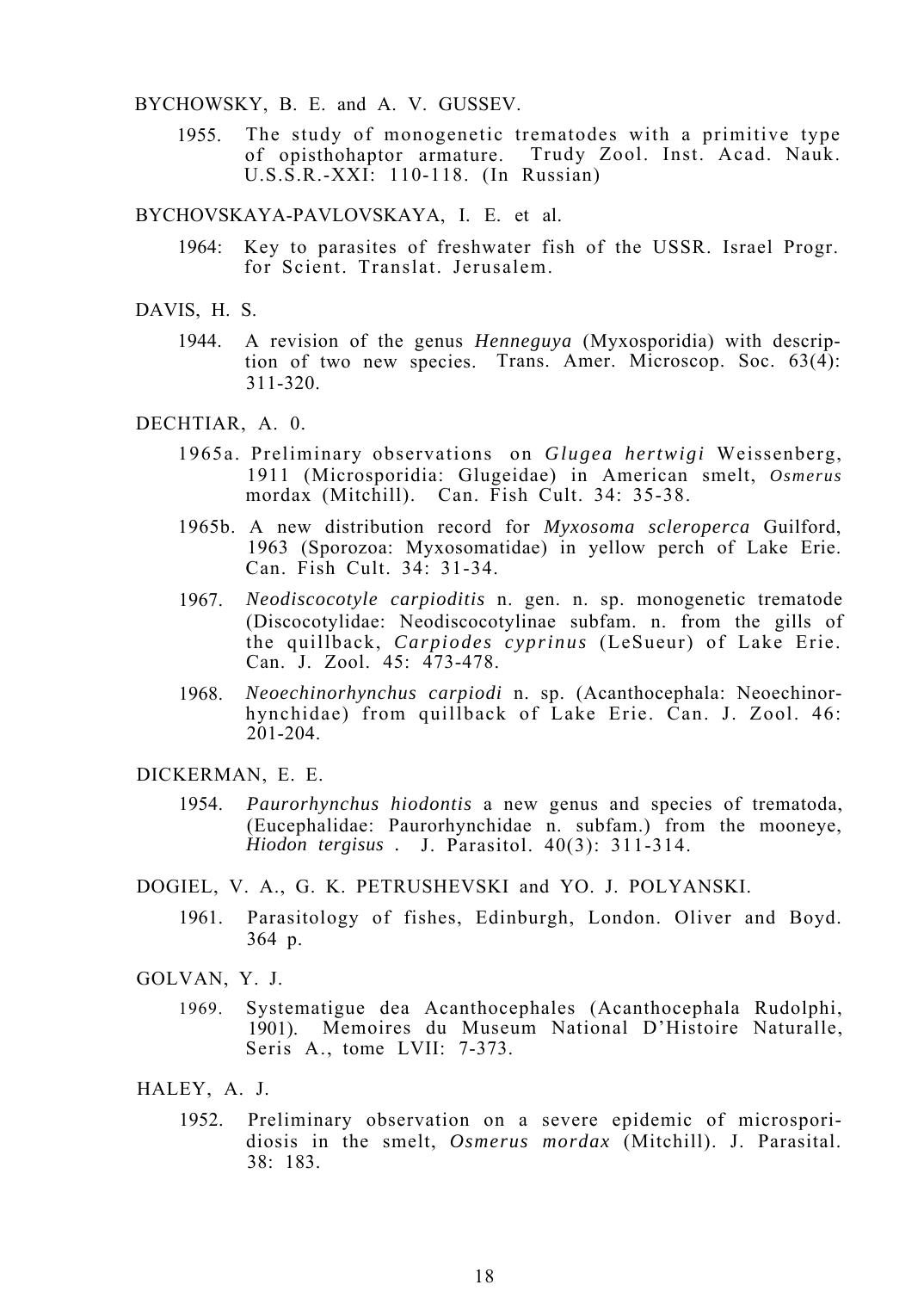BYCHOWSKY, B. E. and A. V. GUSSEV.

1955. The study of monogenetic trematodes with a primitive type of opisthohaptor armature. Trudy Zool. Inst. Acad. Nauk. U.S.S.R.-XXI: 110-118. (In Russian)

BYCHOVSKAYA-PAVLOVSKAYA, I. E. et al.

1964: Key to parasites of freshwater fish of the USSR. Israel Progr. for Scient. Translat. Jerusalem.

DAVIS, H. S.

1944. A revision of the genus *Henneguya* (Myxosporidia) with description of two new species. Trans. Amer. Microscop. Soc. 63(4): 311-320.

DECHTIAR, A. 0.

1965a. Preliminary observations on *Glugea hertwigi* Weissenberg, 1911 (Microsporidia: Glugeidae) in American smelt, *Osmerus* mordax (Mitchill). Can. Fish Cult. 34: 35-38.

1965b. A new distribution record for *Myxosoma scleroperca* Guilford, 1963 (Sporozoa: Myxosomatidae) in yellow perch of Lake Erie. Can. Fish Cult. 34: 31-34.

1967. *Neodiscocotyle carpioditis* n. gen. n. sp. monogenetic trematode (Discocotylidae: Neodiscocotylinae subfam. n. from the gills of the quillback, *Carpiodes cyprinus* (LeSueur) of Lake Erie. Can. J. Zool. 45: 473-478.

1968. *Neoechinorhynchus carpiodi* n. sp. (Acanthocephala: Neoechinorhynchidae) from quillback of Lake Erie. Can. J. Zool. 46: 201-204.

DICKERMAN, E. E.

1954. *Paurorhynchus hiodontis* a new genus and species of trematoda, (Eucephalidae: Paurorhynchidae n. subfam.) from the mooneye, *Hiodon tergisus* . J. Parasitol. 40(3): 311-314.

DOGIEL, V. A., G. K. PETRUSHEVSKI and YO. J. POLYANSKI.

1961. Parasitology of fishes, Edinburgh, London. Oliver and Boyd. 364 p.

GOLVAN, Y. J.

1969. Systematigue dea Acanthocephales (Acanthocephala Rudolphi, 1901). Memoires du Museum National D'Histoire Naturalle, Seris A., tome LVII: 7-373.

HALEY, A. J.

1952. Preliminary observation on a severe epidemic of microsporidiosis in the smelt, *Osmerus mordax* (Mitchill). J. Parasital. 38: 183.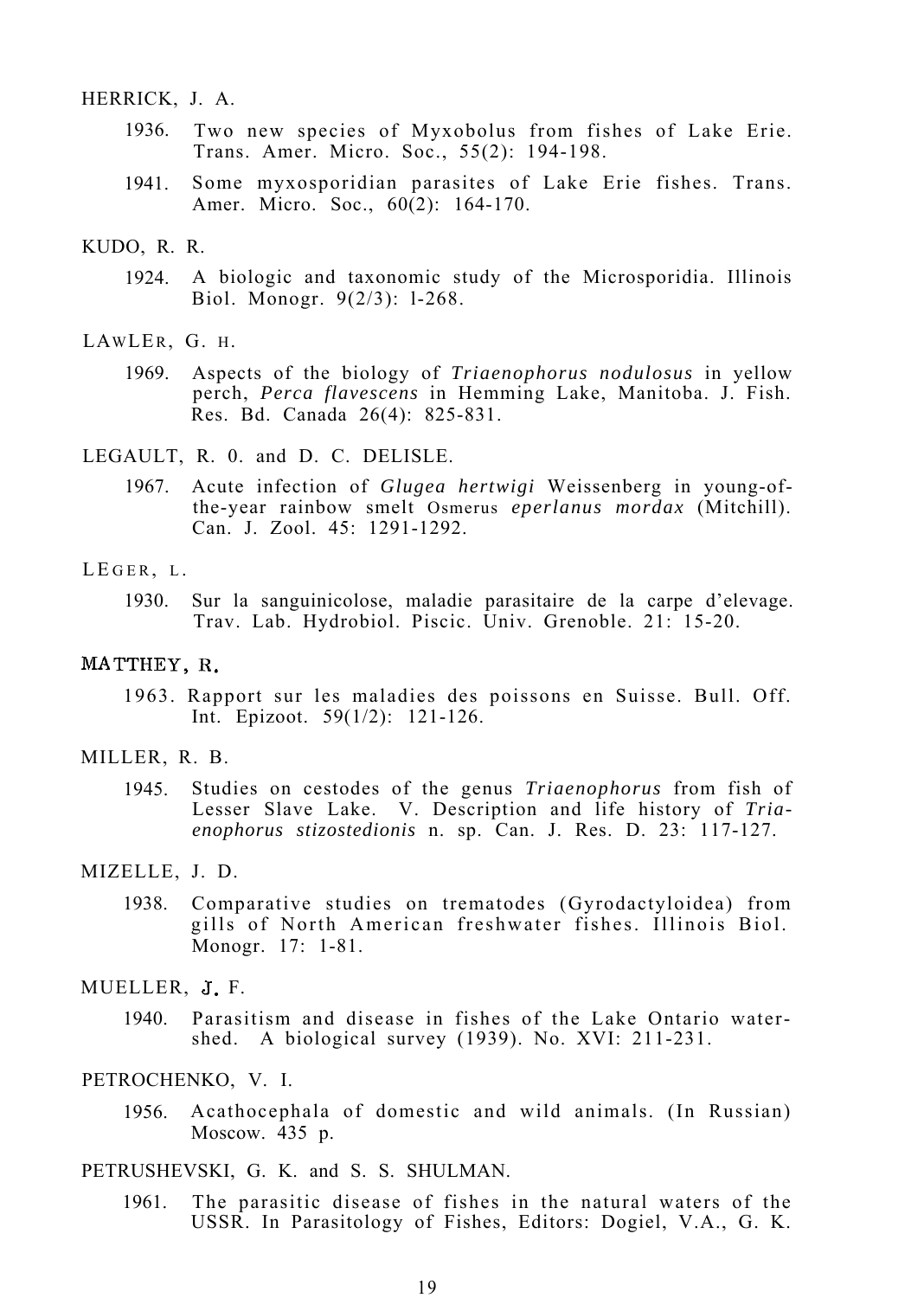HERRICK, J. A.

1936. Two new species of Myxobolus from fishes of Lake Erie. Trans. Amer. Micro. Soc., 55(2): 194-198.

1941. Some myxosporidian parasites of Lake Erie fishes. Trans. Amer. Micro. Soc., 60(2): 164-170.

KUDO, R. R.

1924. A biologic and taxonomic study of the Microsporidia. Illinois Biol. Monogr. 9(2/3): 1-268.

LAWLER, G. H.

1969. Aspects of the biology of *Triaenophorus nodulosus* in yellow perch, *Perca flavescens* in Hemming Lake, Manitoba. J. Fish. Res. Bd. Canada 26(4): 825-831.

LEGAULT, R. 0. and D. C. DELISLE.

1967. Acute infection of *Glugea hertwigi* Weissenberg in young-of-the-year rainbow smelt Osmerus *eperlanus mordax* (Mitchill). Can. J. Zool. 45: 1291-1292.

LEGER, L.

1930. Sur la sanguinicolose, maladie parasitaire de la carpe d'elevage. Trav. Lab. Hydrobiol. Piscic. Univ. Grenoble. 21: 15-20.

MATTHEY, R.

1963. Rapport sur les maladies des poissons en Suisse. Bull. Off. Int. Epizoot. 59(1/2): 121-126.

MILLER, R. B.

1945. Studies on cestodes of the genus *Triaenophorus* from fish of Lesser Slave Lake. V. Description and life history of *Triaenophorus stizostedionis* n. sp. Can. J. Res. D. 23: 117-127.

MIZELLE, J. D.

1938. Comparative studies on trematodes (Gyrodactyloidea) from gills of North American freshwater fishes. Illinois Biol. Monogr. 17: 1-81.

MUELLER, J. F.

1940. Parasitism and disease in fishes of the Lake Ontario watershed. A biological survey (1939). No. XVI: 211-231.

PETROCHENKO, V. I.

1956. Acathocephala of domestic and wild animals. (In Russian) Moscow. 435 p.

PETRUSHEVSKI, G. K. and S. S. SHULMAN.

1961. The parasitic disease of fishes in the natural waters of the USSR. In Parasitology of Fishes, Editors: Dogiel, V.A., G. K.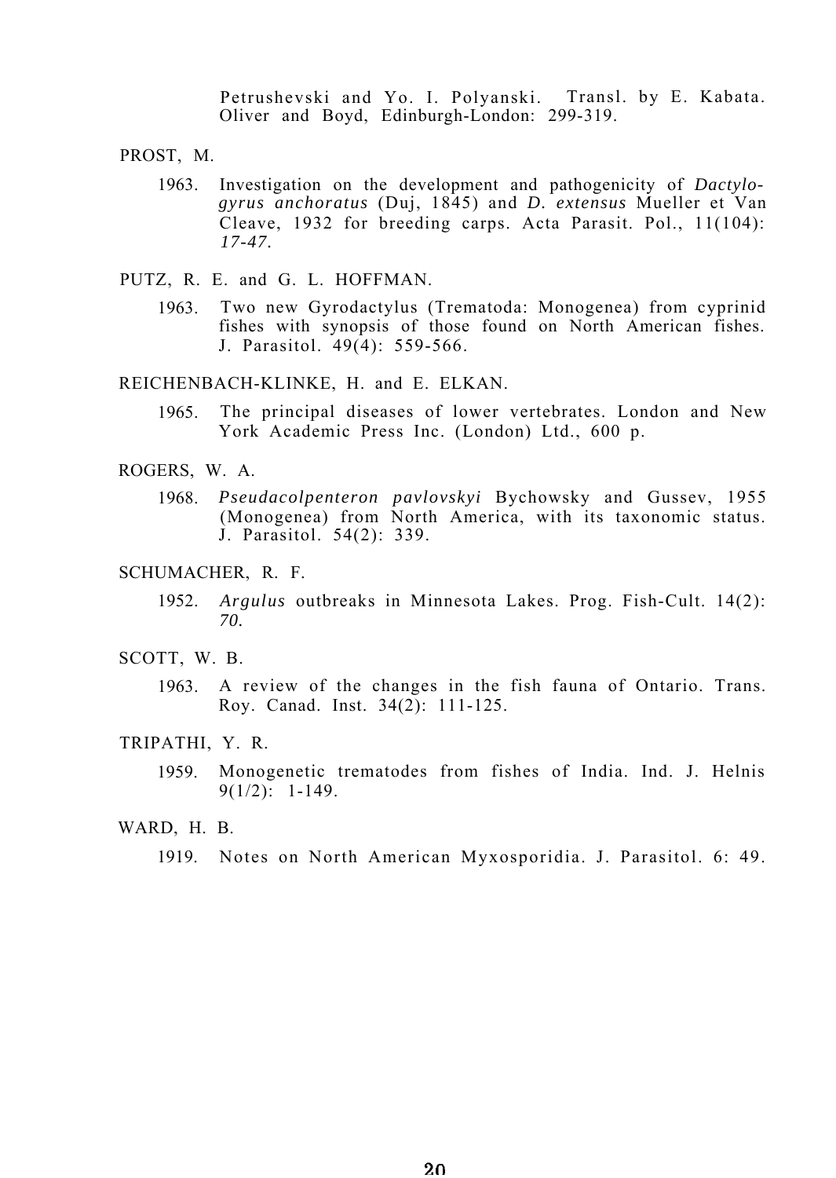Petrushevski and Yo. I. Polyanski. Transl. by E. Kabata. Oliver and Boyd, Edinburgh-London: 299-319.

PROST, M.

1963. Investigation on the development and pathogenicity of *Dactylogyrus anchoratus* (Duj, 1845) and *D. extensus* Mueller et Van Cleave, 1932 for breeding carps. Acta Parasit. Pol., 11(104): *17-47.*

PUTZ, R. E. and G. L. HOFFMAN.

1963. Two new Gyrodactylus (Trematoda: Monogenea) from cyprinid fishes with synopsis of those found on North American fishes. J. Parasitol. 49(4): 559-566.

REICHENBACH-KLINKE, H. and E. ELKAN.

1965. The principal diseases of lower vertebrates. London and New York Academic Press Inc. (London) Ltd., 600 p.

ROGERS, W. A.

1968. *Pseudacolpenteron pavlovskyi* Bychowsky and Gussev, 1955 (Monogenea) from North America, with its taxonomic status. J. Parasitol. 54(2): 339.

SCHUMACHER, R. F.

1952. *Argulus* outbreaks in Minnesota Lakes. Prog. Fish-Cult. 14(2): *70.*

SCOTT, W. B.

1963. A review of the changes in the fish fauna of Ontario. Trans. Roy. Canad. Inst. 34(2): 111-125.

TRIPATHI, Y. R.

1959. Monogenetic trematodes from fishes of India. Ind. J. Helnis 9(1/2): 1-149.

WARD, H. B.

1919. Notes on North American Myxosporidia. J. Parasitol. 6: 49.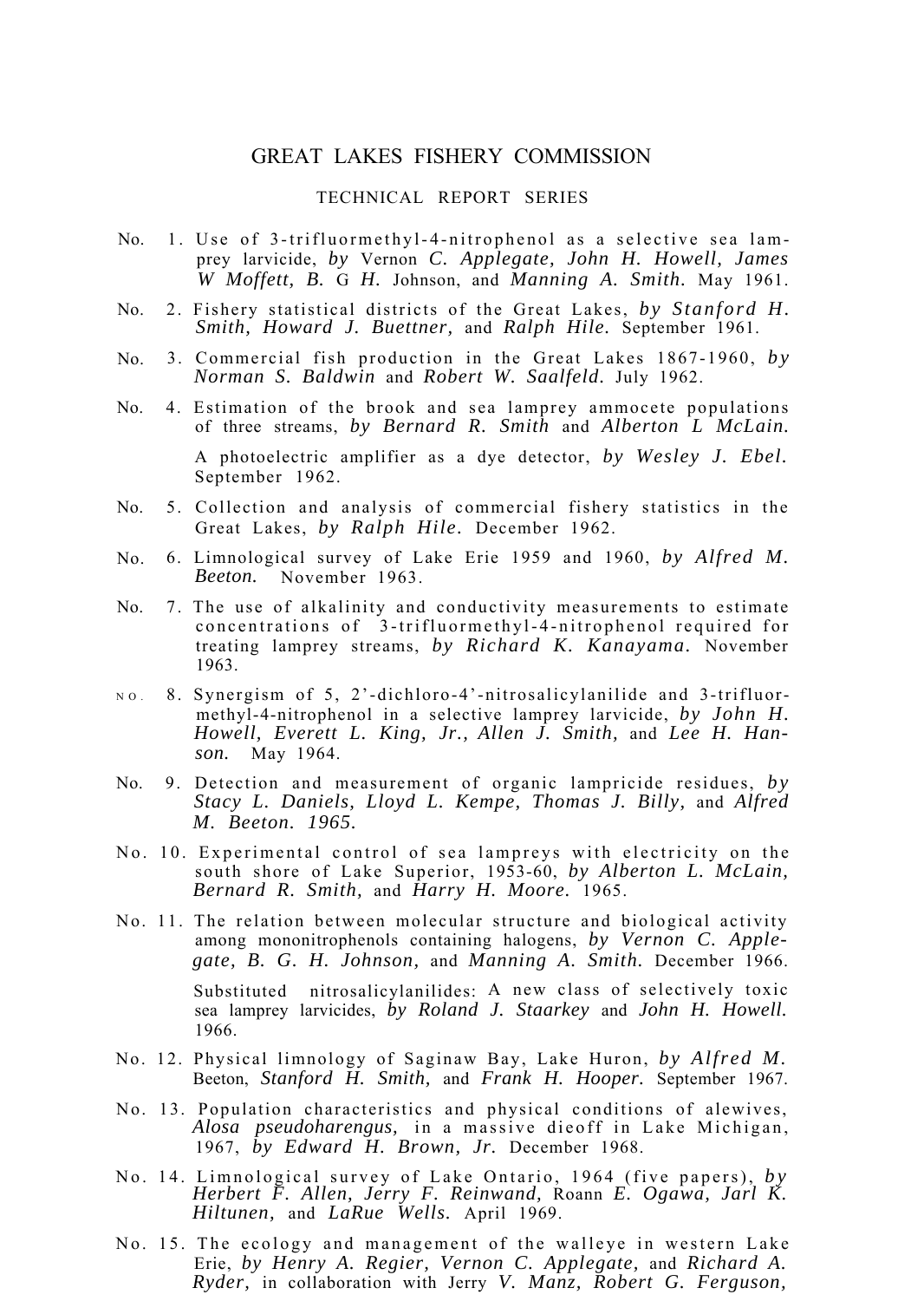# GREAT LAKES FISHERY COMMISSION

## TECHNICAL REPORT SERIES

No. 1. Use of 3-trifluormethyl-4-nitrophenol as a selective sea lamprey larvicide, *by* Vernon *C. Applegate, John H. Howell, James W Moffett, B.* G *H.* Johnson, and *Manning A. Smith.* May 1961.

No. 2. Fishery statistical districts of the Great Lakes, *by Stanford H. Smith, Howard J. Buettner,* and *Ralph Hile.* September 1961.

No. 3. Commercial fish production in the Great Lakes 1867-1960, *by Norman S. Baldwin* and *Robert W. Saalfeld.* July 1962.

No. 4. Estimation of the brook and sea lamprey ammocete populations of three streams, *by Bernard R. Smith* and *Alberton L McLain.*

A photoelectric amplifier as a dye detector, *by Wesley J. Ebel.* September 1962.

No. 5. Collection and analysis of commercial fishery statistics in the Great Lakes, *by Ralph Hile.* December 1962.

No. 6. Limnological survey of Lake Erie 1959 and 1960, *by Alfred M. Beeton.* November 1963.

No. 7. The use of alkalinity and conductivity measurements to estimate concentrations of 3-trifluormethyl-4-nitrophenol required for treating lamprey streams, *by Richard K. Kanayama.* November 1963.

NO. 8. Synergism of 5, 2'-dichloro-4'-nitrosalicylanilide and 3-trifluormethyl-4-nitrophenol in a selective lamprey larvicide, *by John H. Howell, Everett L. King, Jr., Allen J. Smith,* and *Lee H. Hanson.* May 1964.

No. 9. Detection and measurement of organic lampricide residues, *by Stacy L. Daniels, Lloyd L. Kempe, Thomas J. Billy,* and *Alfred M. Beeton. 1965.*

No. 10. Experimental control of sea lampreys with electricity on the south shore of Lake Superior, 1953-60, *by Alberton L. McLain, Bernard R. Smith,* and *Harry H. Moore.* 1965.

No. 11. The relation between molecular structure and biological activity among mononitrophenols containing halogens, *by Vernon C. Applegate, B. G. H. Johnson,* and *Manning A. Smith.* December 1966.

Substituted nitrosalicylanilides: A new class of selectively toxic sea lamprey larvicides, *by Roland J. Staarkey* and *John H. Howell.* 1966.

No. 12. Physical limnology of Saginaw Bay, Lake Huron, *by Alfred M.* Beeton, *Stanford H. Smith,* and *Frank H. Hooper.* September 1967.

No. 13. Population characteristics and physical conditions of alewives, *Alosa pseudoharengus,* in a massive dieoff in Lake Michigan, 1967, *by Edward H. Brown, Jr.* December 1968.

No. 14. Limnological survey of Lake Ontario, 1964 (five papers), *by Herbert F. Allen, Jerry F. Reinwand,* Roann *E. Ogawa, Jarl K. Hiltunen,* and *LaRue Wells.* April 1969.

No. 15. The ecology and management of the walleye in western Lake Erie, *by Henry A. Regier, Vernon C. Applegate,* and *Richard A. Ryder,* in collaboration with Jerry *V. Manz, Robert G. Ferguson,*